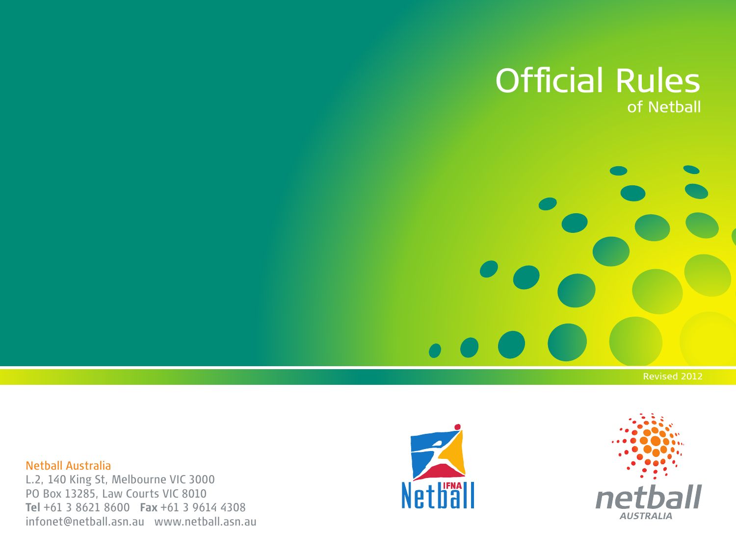# Official Rules
## of Netball

Revised 2012

**Netball Australia**
L.2, 140 King St, Melbourne VIC 3000
PO Box 13285, Law Courts VIC 8010
**Tel** +61 3 8621 8600 **Fax** +61 3 9614 4308
infonet@netball.asn.au www.netball.asn.au

IFNA Netball

netball AUSTRALIA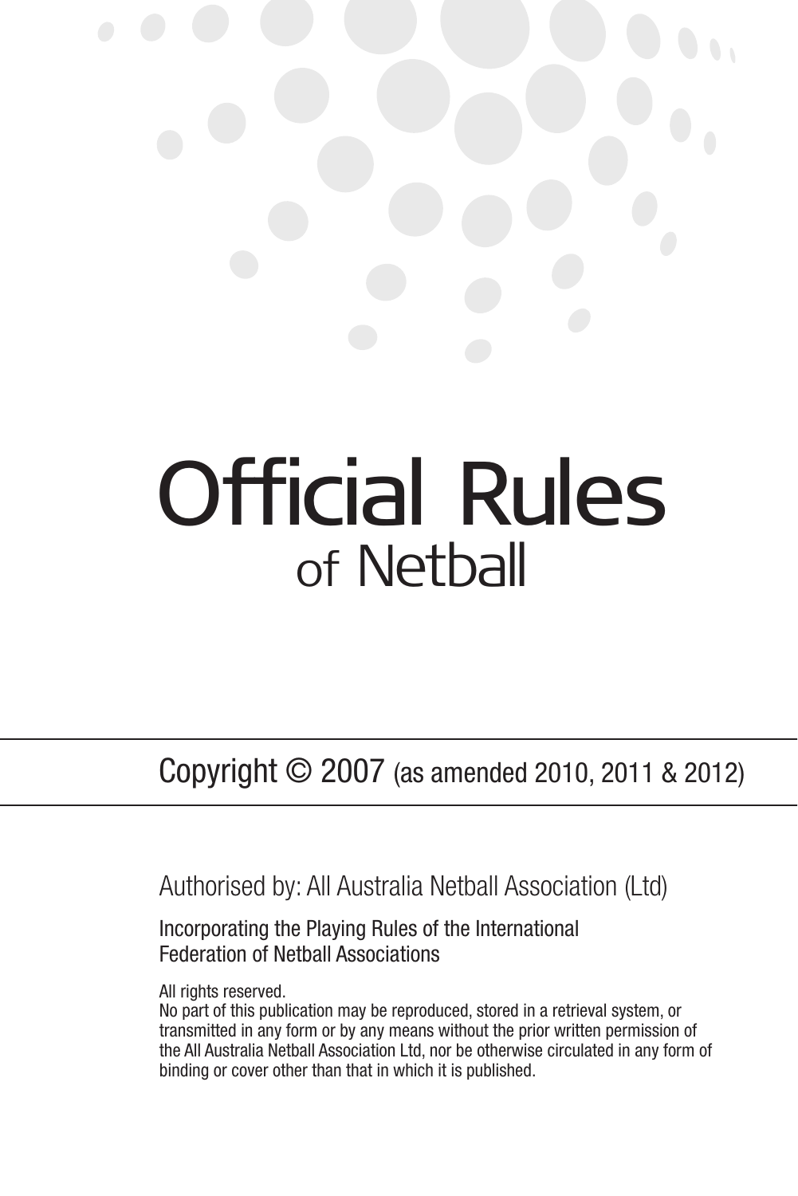# Official Rules of Netball

Copyright © 2007 (as amended 2010, 2011 & 2012)

Authorised by: All Australia Netball Association (Ltd)

Incorporating the Playing Rules of the International Federation of Netball Associations

All rights reserved.
No part of this publication may be reproduced, stored in a retrieval system, or transmitted in any form or by any means without the prior written permission of the All Australia Netball Association Ltd, nor be otherwise circulated in any form of binding or cover other than that in which it is published.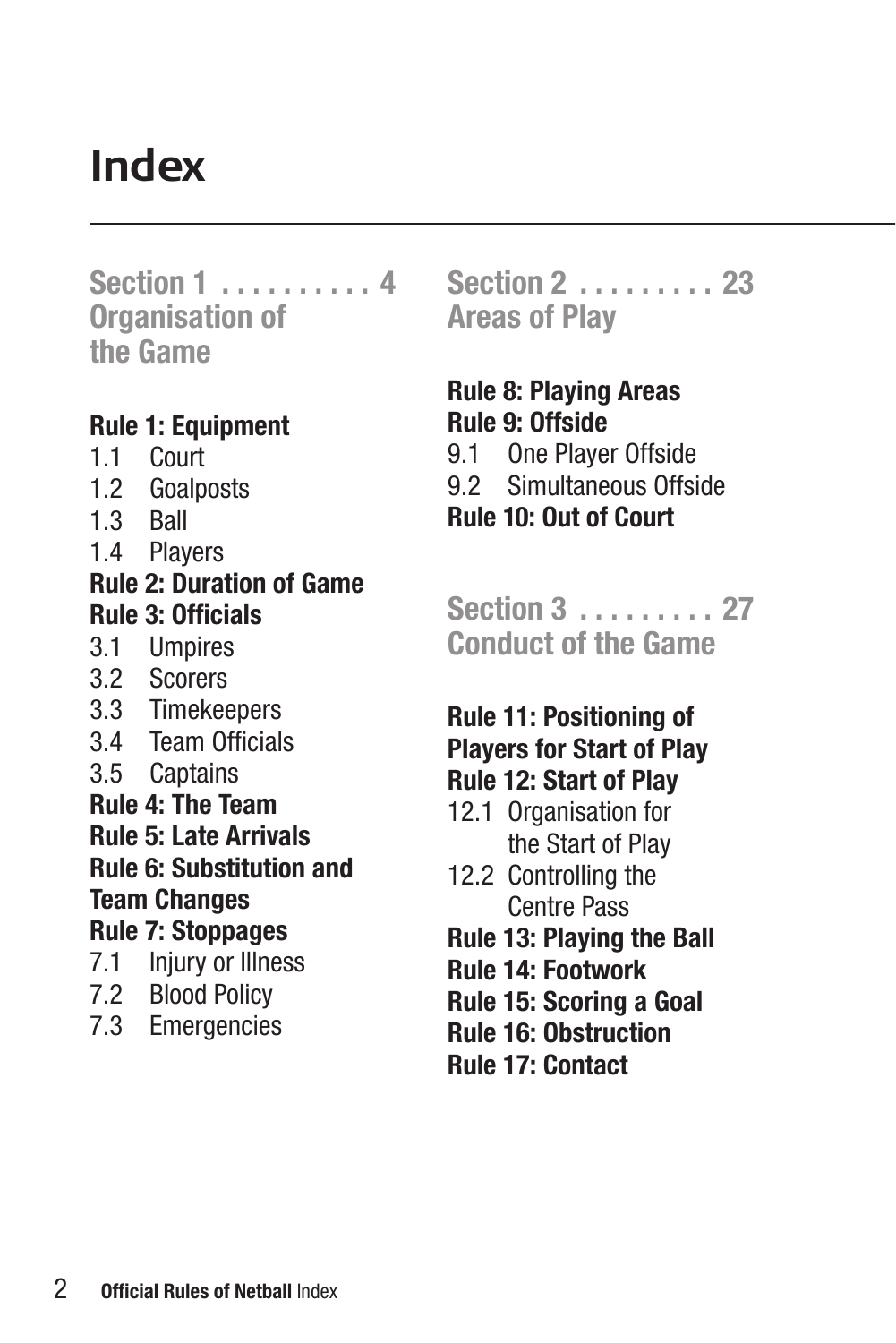# Index

## Section 1 . . . . . . . . . . 4
## Organisation of the Game

**Rule 1: Equipment**
- 1.1 Court
- 1.2 Goalposts
- 1.3 Ball
- 1.4 Players

**Rule 2: Duration of Game**

**Rule 3: Officials**
- 3.1 Umpires
- 3.2 Scorers
- 3.3 Timekeepers
- 3.4 Team Officials
- 3.5 Captains

**Rule 4: The Team**

**Rule 5: Late Arrivals**

**Rule 6: Substitution and Team Changes**

**Rule 7: Stoppages**
- 7.1 Injury or Illness
- 7.2 Blood Policy
- 7.3 Emergencies

## Section 2 . . . . . . . . . 23
## Areas of Play

**Rule 8: Playing Areas**

**Rule 9: Offside**
- 9.1 One Player Offside
- 9.2 Simultaneous Offside

**Rule 10: Out of Court**

## Section 3 . . . . . . . . . 27
## Conduct of the Game

**Rule 11: Positioning of Players for Start of Play**

**Rule 12: Start of Play**
- 12.1 Organisation for the Start of Play
- 12.2 Controlling the Centre Pass

**Rule 13: Playing the Ball**

**Rule 14: Footwork**

**Rule 15: Scoring a Goal**

**Rule 16: Obstruction**

**Rule 17: Contact**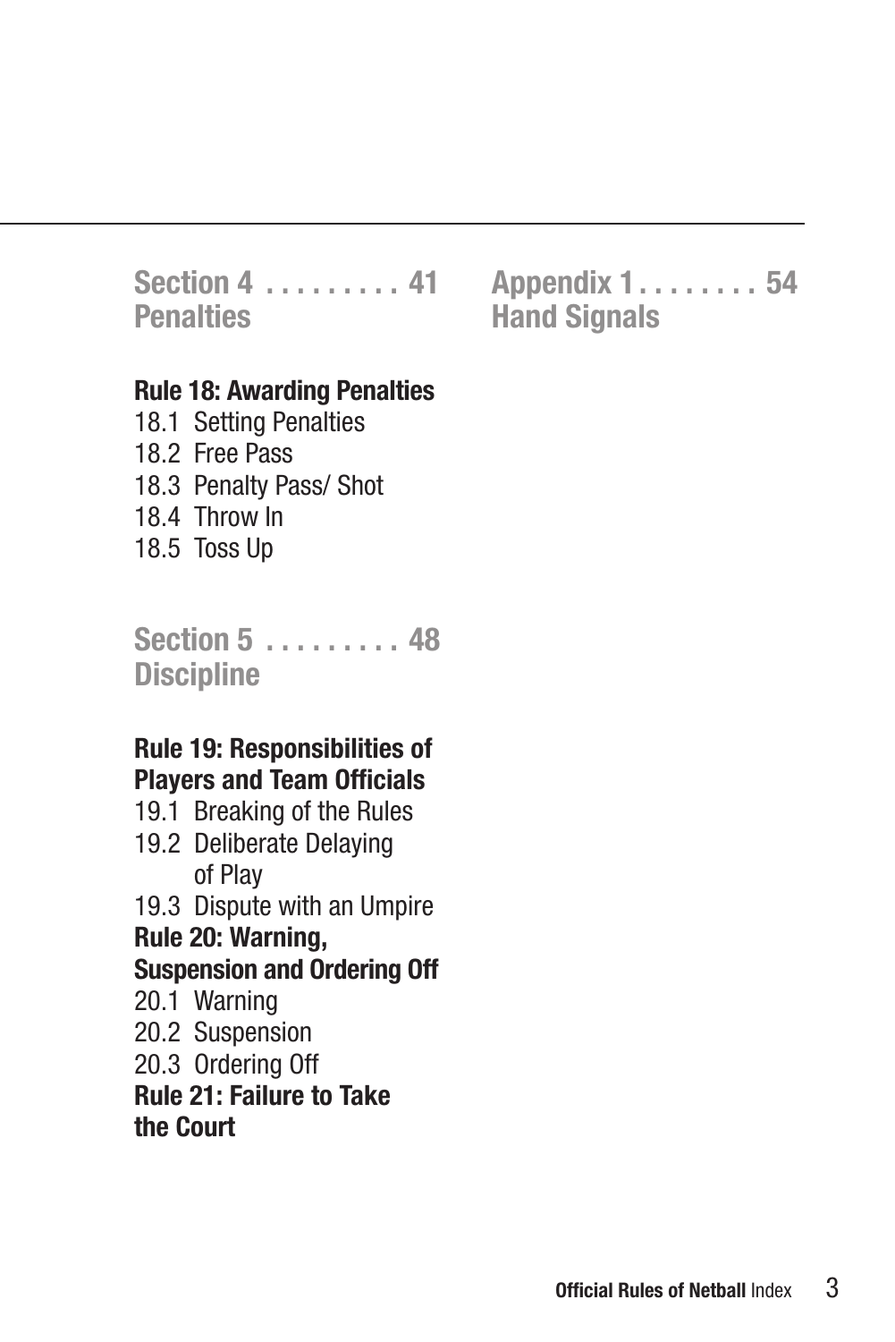## Section 4 . . . . . . . . . 41
## Penalties

**Rule 18: Awarding Penalties**

18.1 Setting Penalties
18.2 Free Pass
18.3 Penalty Pass/ Shot
18.4 Throw In
18.5 Toss Up

## Section 5 . . . . . . . . . 48
## Discipline

**Rule 19: Responsibilities of Players and Team Officials**

19.1 Breaking of the Rules
19.2 Deliberate Delaying of Play
19.3 Dispute with an Umpire

**Rule 20: Warning, Suspension and Ordering Off**

20.1 Warning
20.2 Suspension
20.3 Ordering Off

**Rule 21: Failure to Take the Court**

## Appendix 1 . . . . . . . . 54
## Hand Signals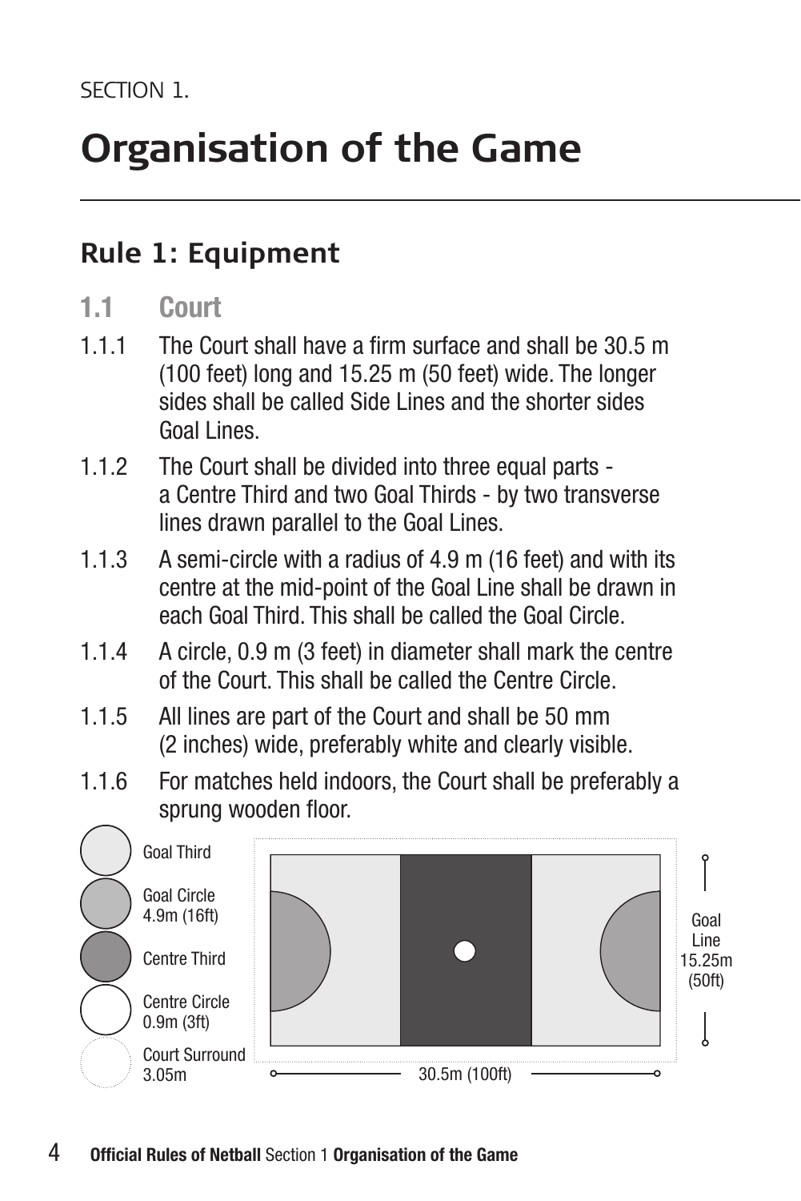SECTION 1.

# Organisation of the Game

## Rule 1: Equipment

### 1.1 Court

1.1.1 The Court shall have a firm surface and shall be 30.5 m (100 feet) long and 15.25 m (50 feet) wide. The longer sides shall be called Side Lines and the shorter sides Goal Lines.

1.1.2 The Court shall be divided into three equal parts - a Centre Third and two Goal Thirds - by two transverse lines drawn parallel to the Goal Lines.

1.1.3 A semi-circle with a radius of 4.9 m (16 feet) and with its centre at the mid-point of the Goal Line shall be drawn in each Goal Third. This shall be called the Goal Circle.

1.1.4 A circle, 0.9 m (3 feet) in diameter shall mark the centre of the Court. This shall be called the Centre Circle.

1.1.5 All lines are part of the Court and shall be 50 mm (2 inches) wide, preferably white and clearly visible.

1.1.6 For matches held indoors, the Court shall be preferably a sprung wooden floor.

Goal Third

Goal Circle 4.9m (16ft)

Centre Third

Centre Circle 0.9m (3ft)

Court Surround 3.05m

Goal Line 15.25m (50ft)

30.5m (100ft)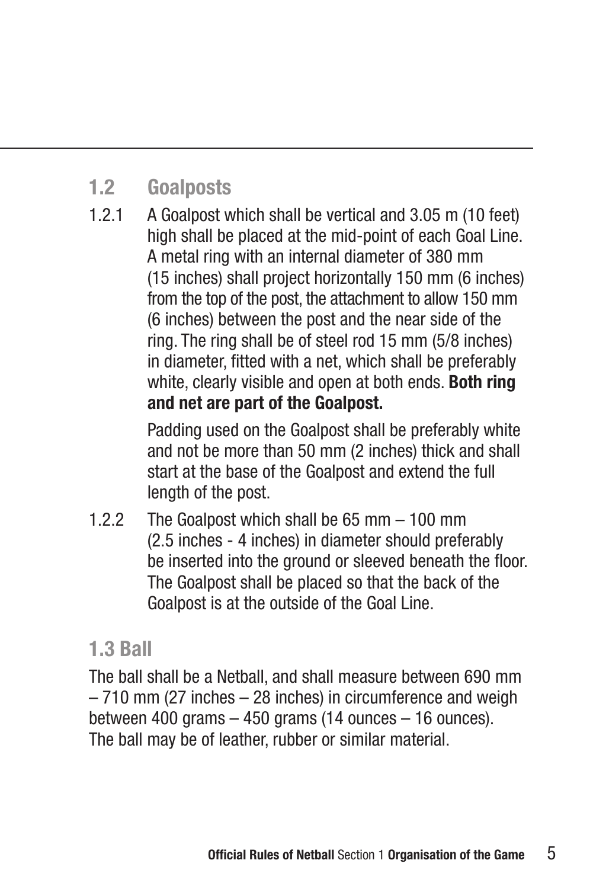## 1.2 Goalposts

1.2.1 A Goalpost which shall be vertical and 3.05 m (10 feet) high shall be placed at the mid-point of each Goal Line. A metal ring with an internal diameter of 380 mm (15 inches) shall project horizontally 150 mm (6 inches) from the top of the post, the attachment to allow 150 mm (6 inches) between the post and the near side of the ring. The ring shall be of steel rod 15 mm (5/8 inches) in diameter, fitted with a net, which shall be preferably white, clearly visible and open at both ends. **Both ring and net are part of the Goalpost.**

Padding used on the Goalpost shall be preferably white and not be more than 50 mm (2 inches) thick and shall start at the base of the Goalpost and extend the full length of the post.

1.2.2 The Goalpost which shall be 65 mm – 100 mm (2.5 inches - 4 inches) in diameter should preferably be inserted into the ground or sleeved beneath the floor. The Goalpost shall be placed so that the back of the Goalpost is at the outside of the Goal Line.

## 1.3 Ball

The ball shall be a Netball, and shall measure between 690 mm – 710 mm (27 inches – 28 inches) in circumference and weigh between 400 grams – 450 grams (14 ounces – 16 ounces). The ball may be of leather, rubber or similar material.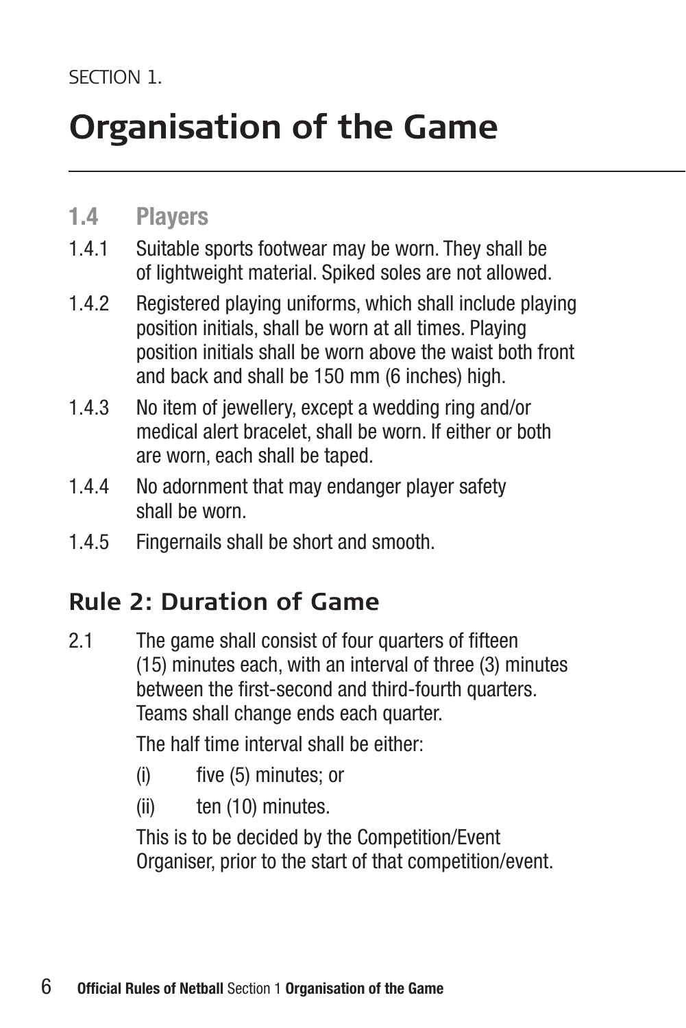SECTION 1.

# Organisation of the Game

### 1.4 Players

1.4.1 Suitable sports footwear may be worn. They shall be of lightweight material. Spiked soles are not allowed.

1.4.2 Registered playing uniforms, which shall include playing position initials, shall be worn at all times. Playing position initials shall be worn above the waist both front and back and shall be 150 mm (6 inches) high.

1.4.3 No item of jewellery, except a wedding ring and/or medical alert bracelet, shall be worn. If either or both are worn, each shall be taped.

1.4.4 No adornment that may endanger player safety shall be worn.

1.4.5 Fingernails shall be short and smooth.

## Rule 2: Duration of Game

2.1 The game shall consist of four quarters of fifteen (15) minutes each, with an interval of three (3) minutes between the first-second and third-fourth quarters. Teams shall change ends each quarter.

The half time interval shall be either:

(i) five (5) minutes; or

(ii) ten (10) minutes.

This is to be decided by the Competition/Event Organiser, prior to the start of that competition/event.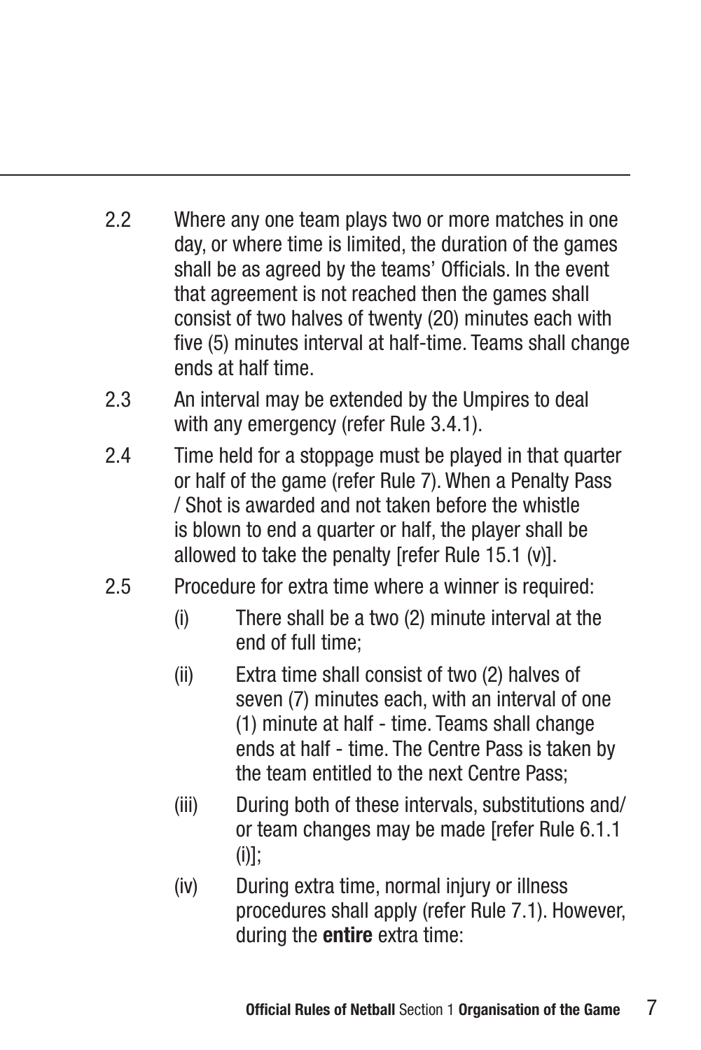2.2 Where any one team plays two or more matches in one day, or where time is limited, the duration of the games shall be as agreed by the teams' Officials. In the event that agreement is not reached then the games shall consist of two halves of twenty (20) minutes each with five (5) minutes interval at half-time. Teams shall change ends at half time.

2.3 An interval may be extended by the Umpires to deal with any emergency (refer Rule 3.4.1).

2.4 Time held for a stoppage must be played in that quarter or half of the game (refer Rule 7). When a Penalty Pass / Shot is awarded and not taken before the whistle is blown to end a quarter or half, the player shall be allowed to take the penalty [refer Rule 15.1 (v)].

2.5 Procedure for extra time where a winner is required:

- (i) There shall be a two (2) minute interval at the end of full time;
- (ii) Extra time shall consist of two (2) halves of seven (7) minutes each, with an interval of one (1) minute at half - time. Teams shall change ends at half - time. The Centre Pass is taken by the team entitled to the next Centre Pass;
- (iii) During both of these intervals, substitutions and/ or team changes may be made [refer Rule 6.1.1 (i)];
- (iv) During extra time, normal injury or illness procedures shall apply (refer Rule 7.1). However, during the **entire** extra time: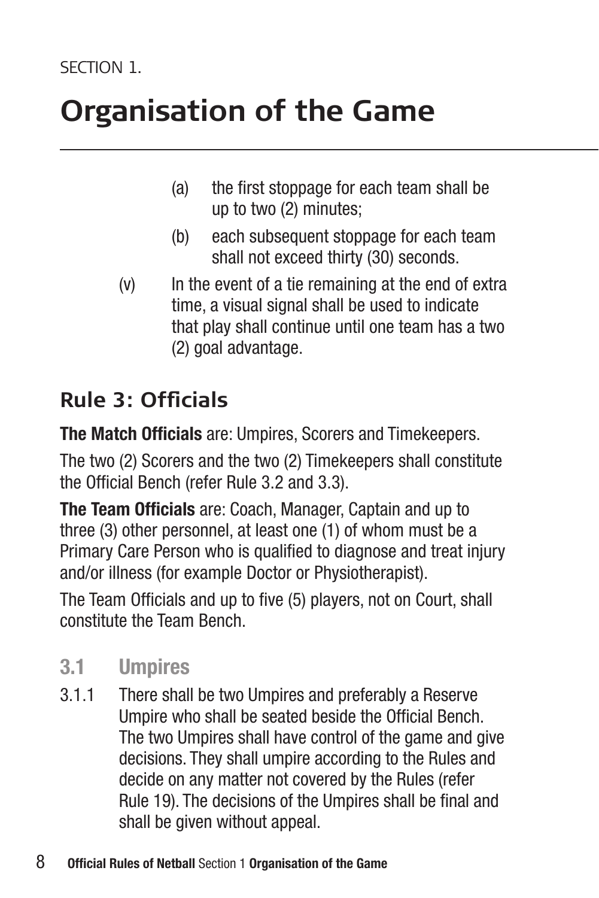SECTION 1.

# Organisation of the Game

- (a) the first stoppage for each team shall be up to two (2) minutes;
- (b) each subsequent stoppage for each team shall not exceed thirty (30) seconds.

(v) In the event of a tie remaining at the end of extra time, a visual signal shall be used to indicate that play shall continue until one team has a two (2) goal advantage.

## Rule 3: Officials

**The Match Officials** are: Umpires, Scorers and Timekeepers.

The two (2) Scorers and the two (2) Timekeepers shall constitute the Official Bench (refer Rule 3.2 and 3.3).

**The Team Officials** are: Coach, Manager, Captain and up to three (3) other personnel, at least one (1) of whom must be a Primary Care Person who is qualified to diagnose and treat injury and/or illness (for example Doctor or Physiotherapist).

The Team Officials and up to five (5) players, not on Court, shall constitute the Team Bench.

### 3.1 Umpires

3.1.1 There shall be two Umpires and preferably a Reserve Umpire who shall be seated beside the Official Bench. The two Umpires shall have control of the game and give decisions. They shall umpire according to the Rules and decide on any matter not covered by the Rules (refer Rule 19). The decisions of the Umpires shall be final and shall be given without appeal.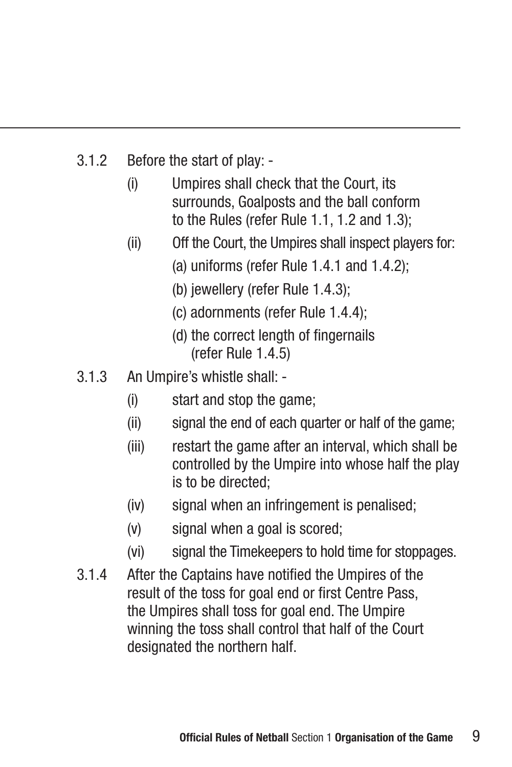3.1.2 Before the start of play: -

(i) Umpires shall check that the Court, its surrounds, Goalposts and the ball conform to the Rules (refer Rule 1.1, 1.2 and 1.3);

(ii) Off the Court, the Umpires shall inspect players for:

(a) uniforms (refer Rule 1.4.1 and 1.4.2);

(b) jewellery (refer Rule 1.4.3);

(c) adornments (refer Rule 1.4.4);

(d) the correct length of fingernails (refer Rule 1.4.5)

3.1.3 An Umpire's whistle shall: -

(i) start and stop the game;

(ii) signal the end of each quarter or half of the game;

(iii) restart the game after an interval, which shall be controlled by the Umpire into whose half the play is to be directed;

(iv) signal when an infringement is penalised;

(v) signal when a goal is scored;

(vi) signal the Timekeepers to hold time for stoppages.

3.1.4 After the Captains have notified the Umpires of the result of the toss for goal end or first Centre Pass, the Umpires shall toss for goal end. The Umpire winning the toss shall control that half of the Court designated the northern half.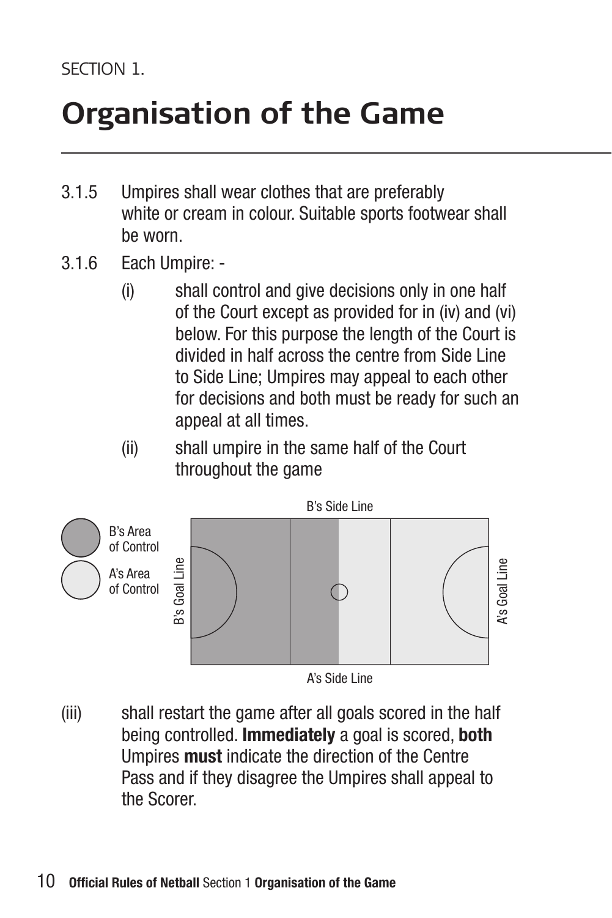SECTION 1.

# Organisation of the Game

3.1.5 Umpires shall wear clothes that are preferably white or cream in colour. Suitable sports footwear shall be worn.

3.1.6 Each Umpire: -

(i) shall control and give decisions only in one half of the Court except as provided for in (iv) and (vi) below. For this purpose the length of the Court is divided in half across the centre from Side Line to Side Line; Umpires may appeal to each other for decisions and both must be ready for such an appeal at all times.

(ii) shall umpire in the same half of the Court throughout the game

B's Side Line

B's Area of Control

A's Area of Control

B's Goal Line

A's Goal Line

A's Side Line

(iii) shall restart the game after all goals scored in the half being controlled. **Immediately** a goal is scored, **both** Umpires **must** indicate the direction of the Centre Pass and if they disagree the Umpires shall appeal to the Scorer.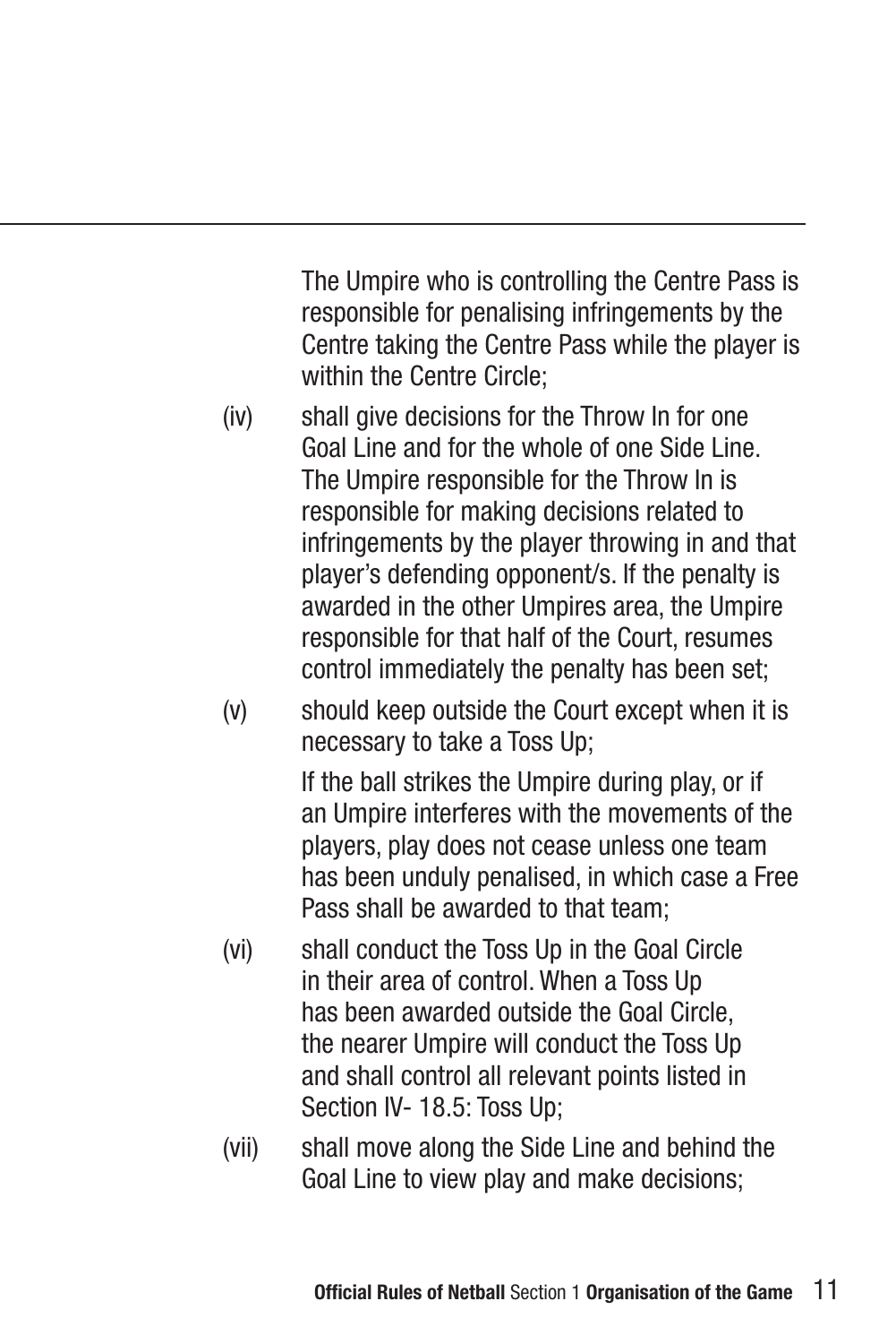The Umpire who is controlling the Centre Pass is responsible for penalising infringements by the Centre taking the Centre Pass while the player is within the Centre Circle;

(iv) shall give decisions for the Throw In for one Goal Line and for the whole of one Side Line. The Umpire responsible for the Throw In is responsible for making decisions related to infringements by the player throwing in and that player's defending opponent/s. If the penalty is awarded in the other Umpires area, the Umpire responsible for that half of the Court, resumes control immediately the penalty has been set;

(v) should keep outside the Court except when it is necessary to take a Toss Up;

If the ball strikes the Umpire during play, or if an Umpire interferes with the movements of the players, play does not cease unless one team has been unduly penalised, in which case a Free Pass shall be awarded to that team;

(vi) shall conduct the Toss Up in the Goal Circle in their area of control. When a Toss Up has been awarded outside the Goal Circle, the nearer Umpire will conduct the Toss Up and shall control all relevant points listed in Section IV- 18.5: Toss Up;

(vii) shall move along the Side Line and behind the Goal Line to view play and make decisions;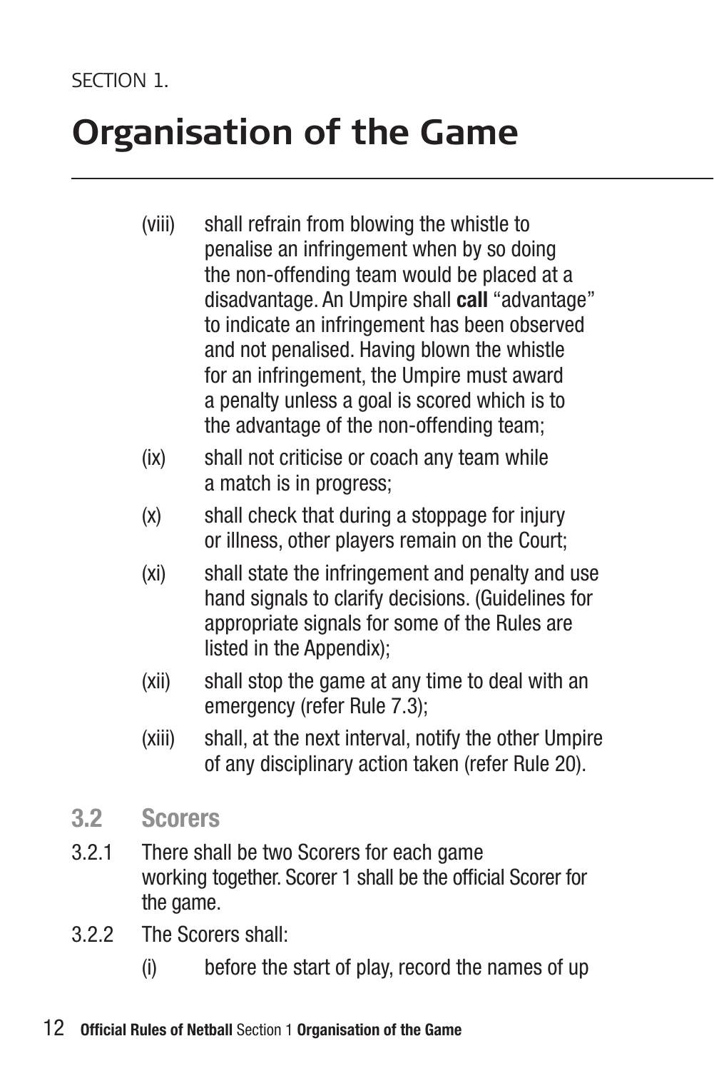SECTION 1.

# Organisation of the Game

(viii) shall refrain from blowing the whistle to penalise an infringement when by so doing the non-offending team would be placed at a disadvantage. An Umpire shall **call** "advantage" to indicate an infringement has been observed and not penalised. Having blown the whistle for an infringement, the Umpire must award a penalty unless a goal is scored which is to the advantage of the non-offending team;

(ix) shall not criticise or coach any team while a match is in progress;

(x) shall check that during a stoppage for injury or illness, other players remain on the Court;

(xi) shall state the infringement and penalty and use hand signals to clarify decisions. (Guidelines for appropriate signals for some of the Rules are listed in the Appendix);

(xii) shall stop the game at any time to deal with an emergency (refer Rule 7.3);

(xiii) shall, at the next interval, notify the other Umpire of any disciplinary action taken (refer Rule 20).

## 3.2 Scorers

3.2.1 There shall be two Scorers for each game working together. Scorer 1 shall be the official Scorer for the game.

3.2.2 The Scorers shall:

(i) before the start of play, record the names of up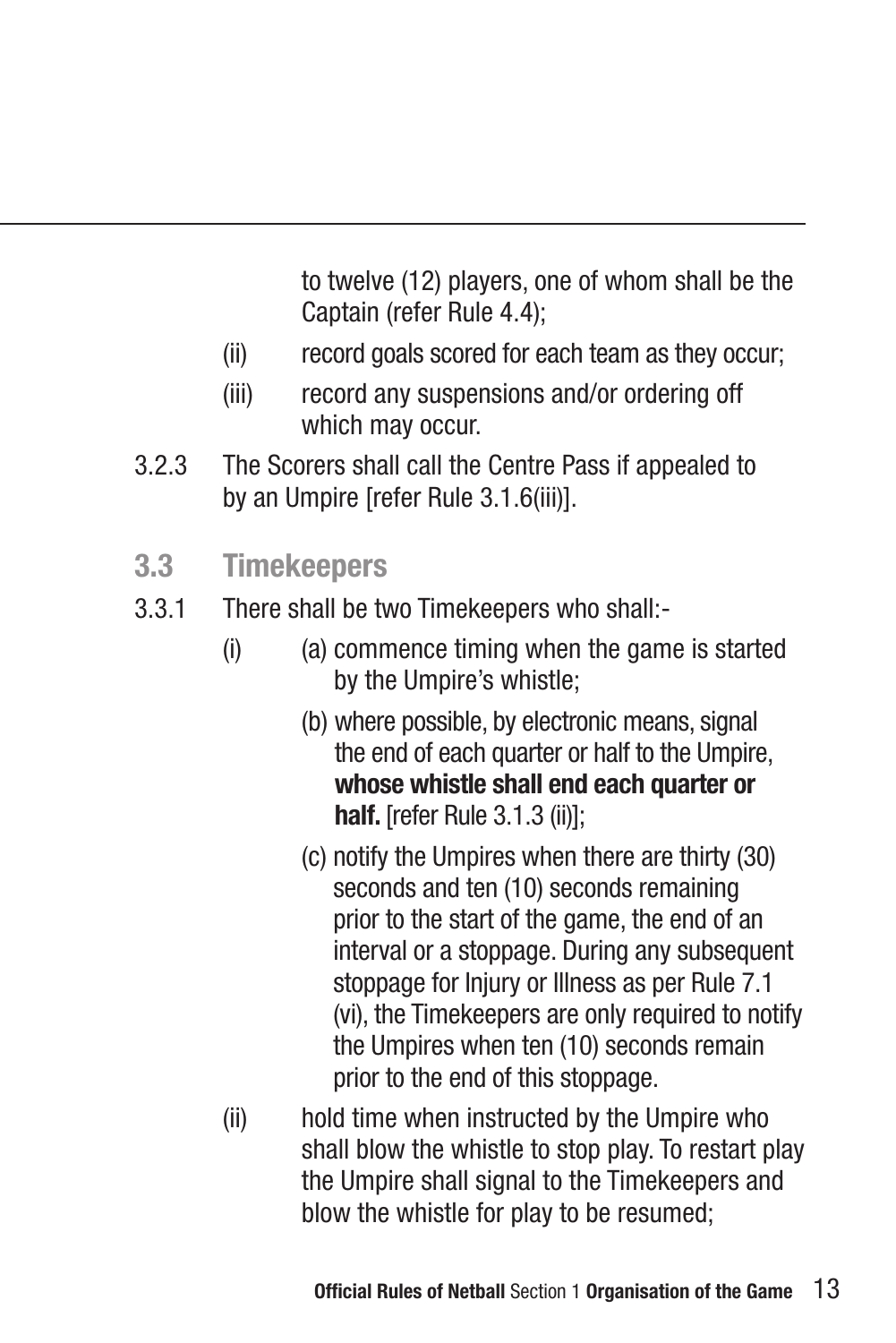to twelve (12) players, one of whom shall be the Captain (refer Rule 4.4);

(ii) record goals scored for each team as they occur;

(iii) record any suspensions and/or ordering off which may occur.

3.2.3 The Scorers shall call the Centre Pass if appealed to by an Umpire [refer Rule 3.1.6(iii)].

## 3.3 Timekeepers

3.3.1 There shall be two Timekeepers who shall:-

(i) (a) commence timing when the game is started by the Umpire's whistle;

(b) where possible, by electronic means, signal the end of each quarter or half to the Umpire, **whose whistle shall end each quarter or half.** [refer Rule 3.1.3 (ii)];

(c) notify the Umpires when there are thirty (30) seconds and ten (10) seconds remaining prior to the start of the game, the end of an interval or a stoppage. During any subsequent stoppage for Injury or Illness as per Rule 7.1 (vi), the Timekeepers are only required to notify the Umpires when ten (10) seconds remain prior to the end of this stoppage.

(ii) hold time when instructed by the Umpire who shall blow the whistle to stop play. To restart play the Umpire shall signal to the Timekeepers and blow the whistle for play to be resumed;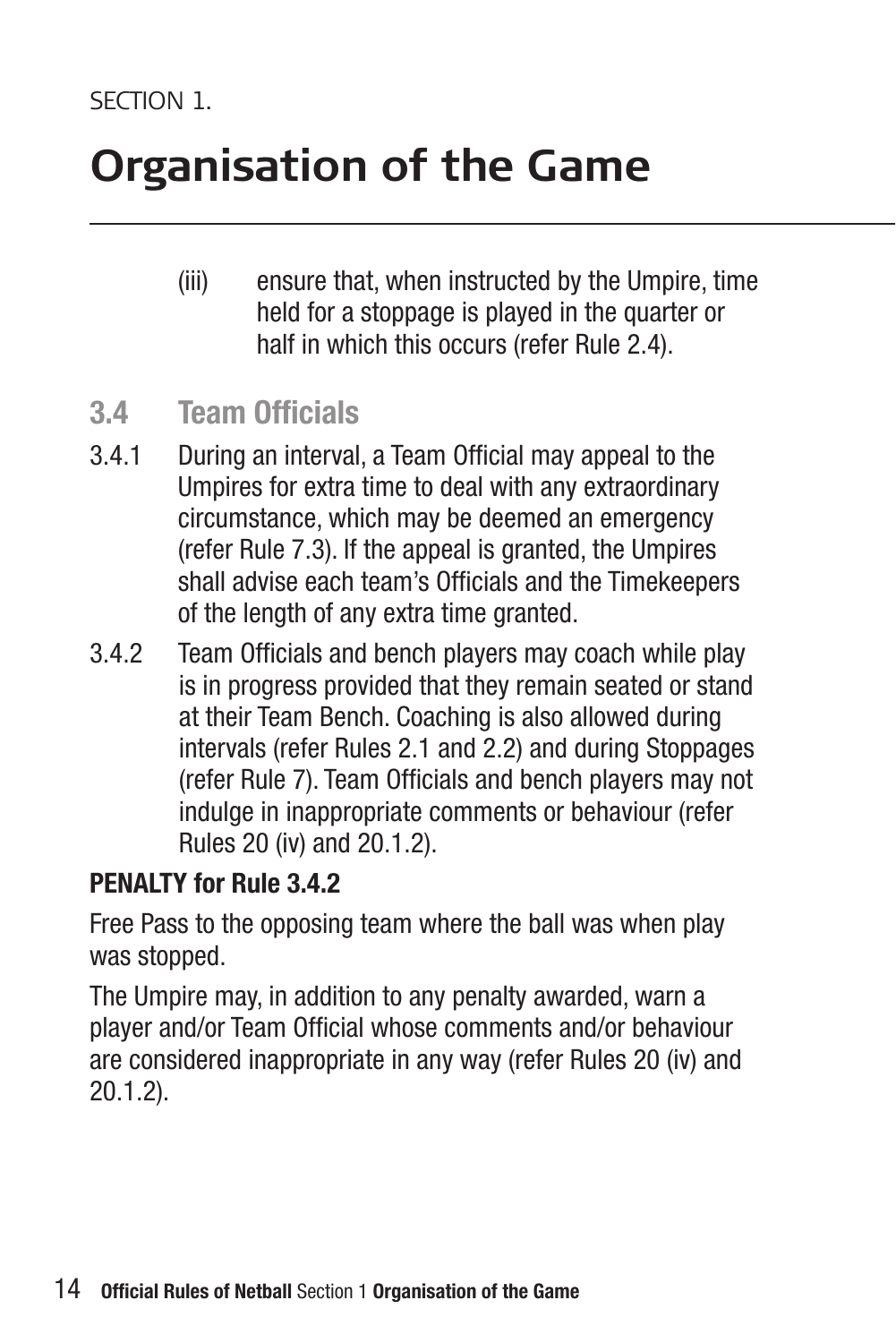SECTION 1.

# Organisation of the Game

(iii) ensure that, when instructed by the Umpire, time held for a stoppage is played in the quarter or half in which this occurs (refer Rule 2.4).

## 3.4 Team Officials

3.4.1 During an interval, a Team Official may appeal to the Umpires for extra time to deal with any extraordinary circumstance, which may be deemed an emergency (refer Rule 7.3). If the appeal is granted, the Umpires shall advise each team's Officials and the Timekeepers of the length of any extra time granted.

3.4.2 Team Officials and bench players may coach while play is in progress provided that they remain seated or stand at their Team Bench. Coaching is also allowed during intervals (refer Rules 2.1 and 2.2) and during Stoppages (refer Rule 7). Team Officials and bench players may not indulge in inappropriate comments or behaviour (refer Rules 20 (iv) and 20.1.2).

**PENALTY for Rule 3.4.2**

Free Pass to the opposing team where the ball was when play was stopped.

The Umpire may, in addition to any penalty awarded, warn a player and/or Team Official whose comments and/or behaviour are considered inappropriate in any way (refer Rules 20 (iv) and 20.1.2).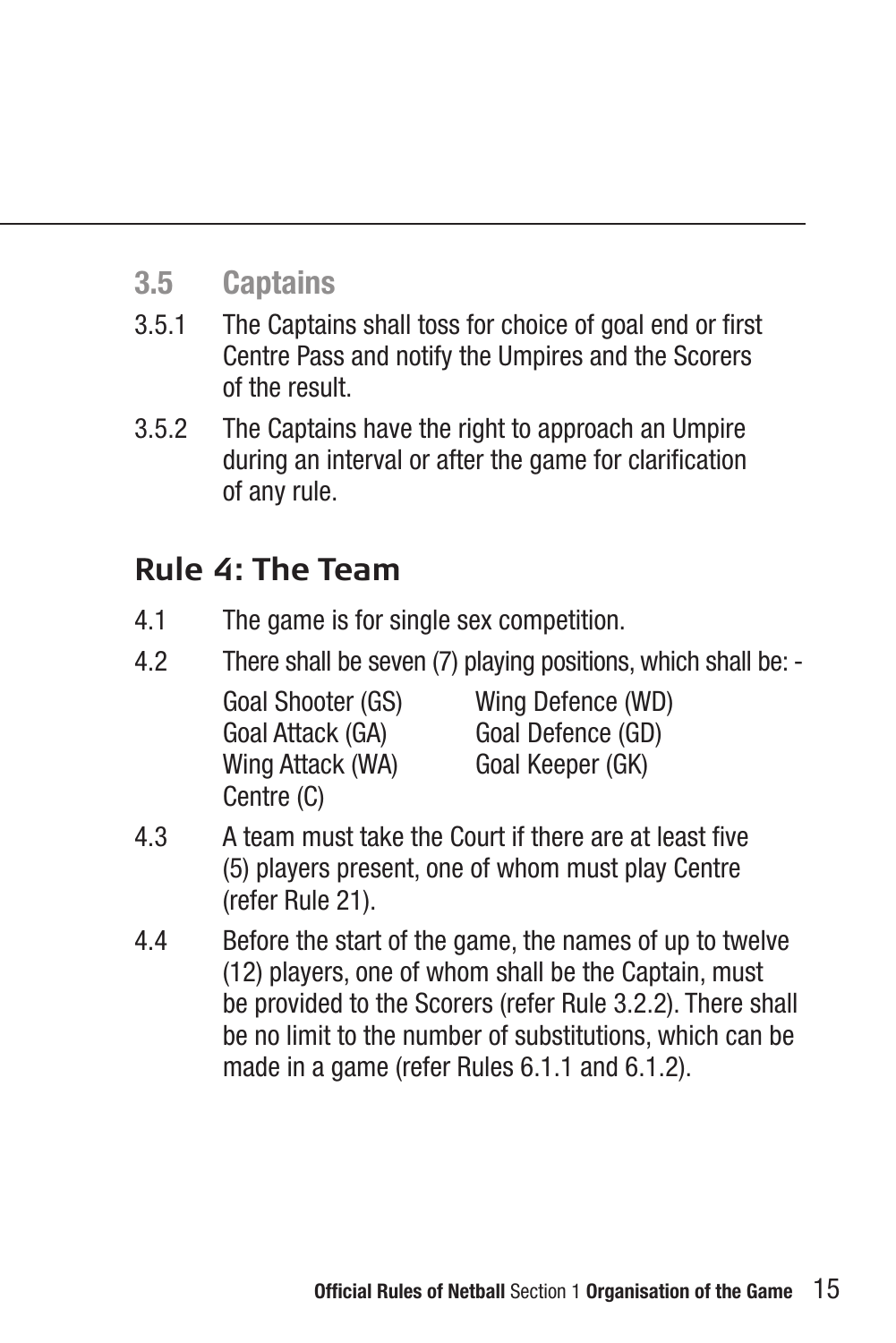### 3.5 Captains

3.5.1 The Captains shall toss for choice of goal end or first Centre Pass and notify the Umpires and the Scorers of the result.

3.5.2 The Captains have the right to approach an Umpire during an interval or after the game for clarification of any rule.

## Rule 4: The Team

4.1 The game is for single sex competition.

4.2 There shall be seven (7) playing positions, which shall be: -

| | |
|---|---|
| Goal Shooter (GS) | Wing Defence (WD) |
| Goal Attack (GA) | Goal Defence (GD) |
| Wing Attack (WA) | Goal Keeper (GK) |
| Centre (C) | |

4.3 A team must take the Court if there are at least five (5) players present, one of whom must play Centre (refer Rule 21).

4.4 Before the start of the game, the names of up to twelve (12) players, one of whom shall be the Captain, must be provided to the Scorers (refer Rule 3.2.2). There shall be no limit to the number of substitutions, which can be made in a game (refer Rules 6.1.1 and 6.1.2).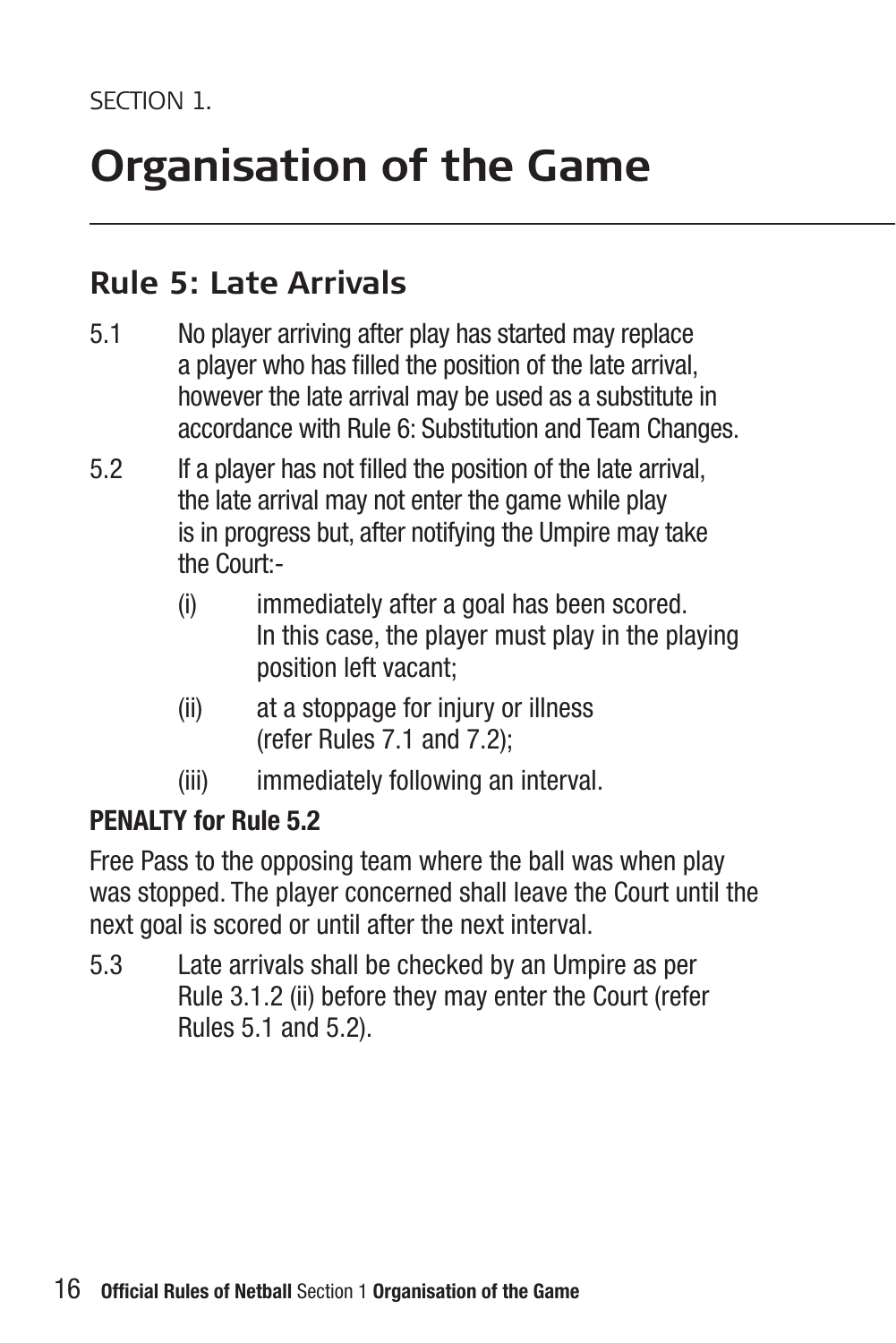SECTION 1.

# Organisation of the Game

## Rule 5: Late Arrivals

5.1 No player arriving after play has started may replace a player who has filled the position of the late arrival, however the late arrival may be used as a substitute in accordance with Rule 6: Substitution and Team Changes.

5.2 If a player has not filled the position of the late arrival, the late arrival may not enter the game while play is in progress but, after notifying the Umpire may take the Court:-

- (i) immediately after a goal has been scored. In this case, the player must play in the playing position left vacant;
- (ii) at a stoppage for injury or illness (refer Rules 7.1 and 7.2);
- (iii) immediately following an interval.

**PENALTY for Rule 5.2**

Free Pass to the opposing team where the ball was when play was stopped. The player concerned shall leave the Court until the next goal is scored or until after the next interval.

5.3 Late arrivals shall be checked by an Umpire as per Rule 3.1.2 (ii) before they may enter the Court (refer Rules 5.1 and 5.2).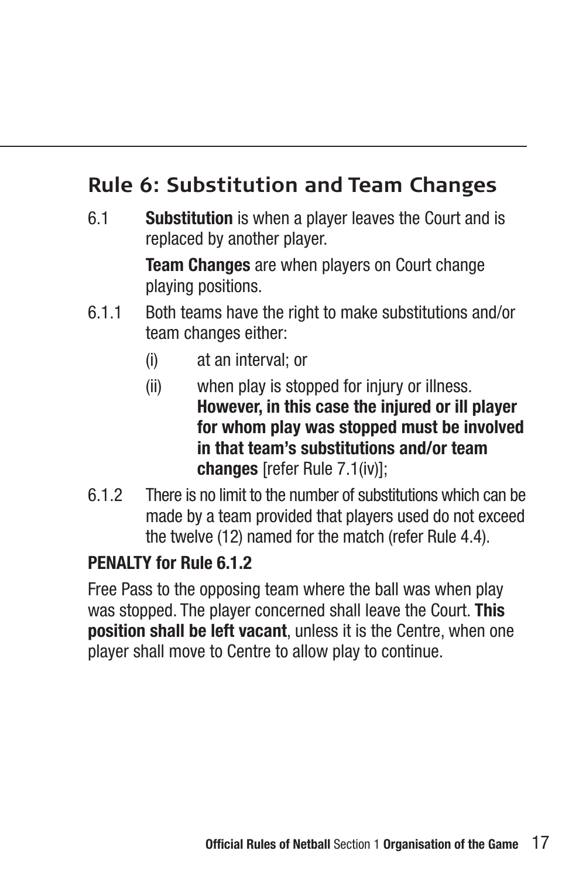## Rule 6: Substitution and Team Changes

6.1 **Substitution** is when a player leaves the Court and is replaced by another player.

**Team Changes** are when players on Court change playing positions.

6.1.1 Both teams have the right to make substitutions and/or team changes either:

(i) at an interval; or

(ii) when play is stopped for injury or illness. **However, in this case the injured or ill player for whom play was stopped must be involved in that team's substitutions and/or team changes** [refer Rule 7.1(iv)];

6.1.2 There is no limit to the number of substitutions which can be made by a team provided that players used do not exceed the twelve (12) named for the match (refer Rule 4.4).

**PENALTY for Rule 6.1.2**

Free Pass to the opposing team where the ball was when play was stopped. The player concerned shall leave the Court. **This position shall be left vacant**, unless it is the Centre, when one player shall move to Centre to allow play to continue.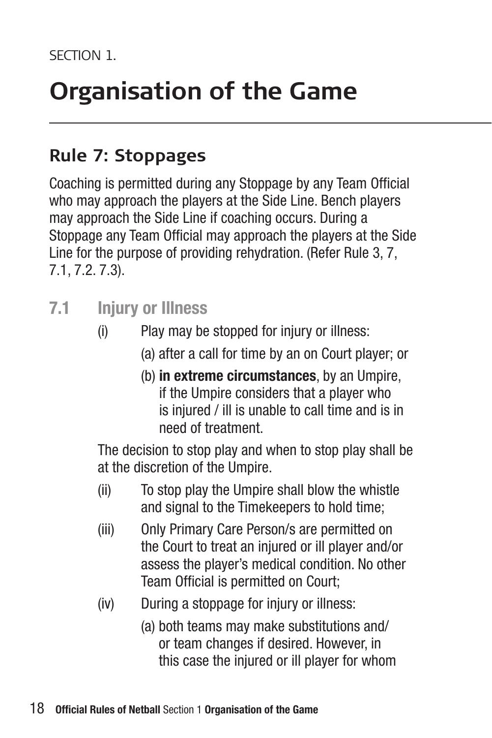SECTION 1.

# Organisation of the Game

## Rule 7: Stoppages

Coaching is permitted during any Stoppage by any Team Official who may approach the players at the Side Line. Bench players may approach the Side Line if coaching occurs. During a Stoppage any Team Official may approach the players at the Side Line for the purpose of providing rehydration. (Refer Rule 3, 7, 7.1, 7.2. 7.3).

### 7.1 Injury or Illness

(i) Play may be stopped for injury or illness:

(a) after a call for time by an on Court player; or

(b) **in extreme circumstances**, by an Umpire, if the Umpire considers that a player who is injured / ill is unable to call time and is in need of treatment.

The decision to stop play and when to stop play shall be at the discretion of the Umpire.

(ii) To stop play the Umpire shall blow the whistle and signal to the Timekeepers to hold time;

(iii) Only Primary Care Person/s are permitted on the Court to treat an injured or ill player and/or assess the player's medical condition. No other Team Official is permitted on Court;

(iv) During a stoppage for injury or illness:

(a) both teams may make substitutions and/ or team changes if desired. However, in this case the injured or ill player for whom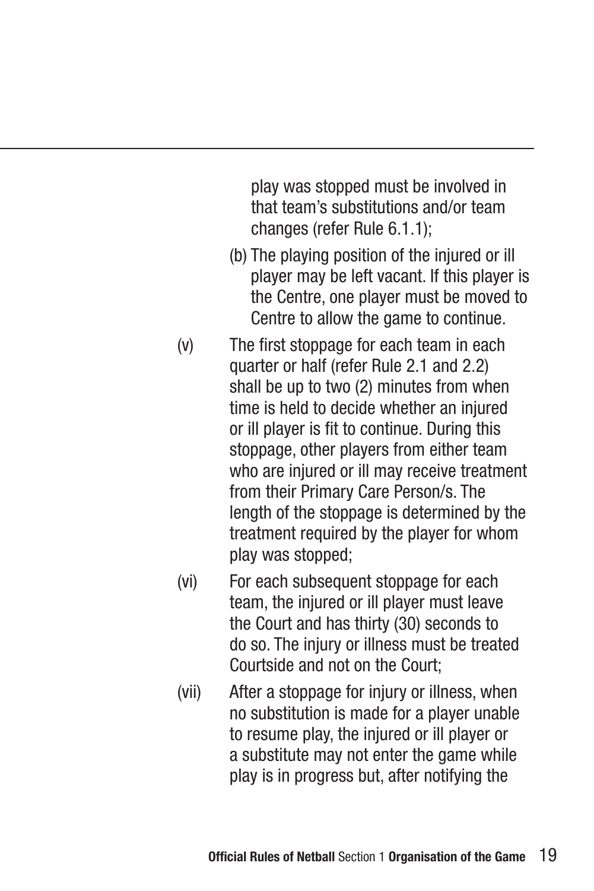play was stopped must be involved in that team's substitutions and/or team changes (refer Rule 6.1.1);

(b) The playing position of the injured or ill player may be left vacant. If this player is the Centre, one player must be moved to Centre to allow the game to continue.

(v) The first stoppage for each team in each quarter or half (refer Rule 2.1 and 2.2) shall be up to two (2) minutes from when time is held to decide whether an injured or ill player is fit to continue. During this stoppage, other players from either team who are injured or ill may receive treatment from their Primary Care Person/s. The length of the stoppage is determined by the treatment required by the player for whom play was stopped;

(vi) For each subsequent stoppage for each team, the injured or ill player must leave the Court and has thirty (30) seconds to do so. The injury or illness must be treated Courtside and not on the Court;

(vii) After a stoppage for injury or illness, when no substitution is made for a player unable to resume play, the injured or ill player or a substitute may not enter the game while play is in progress but, after notifying the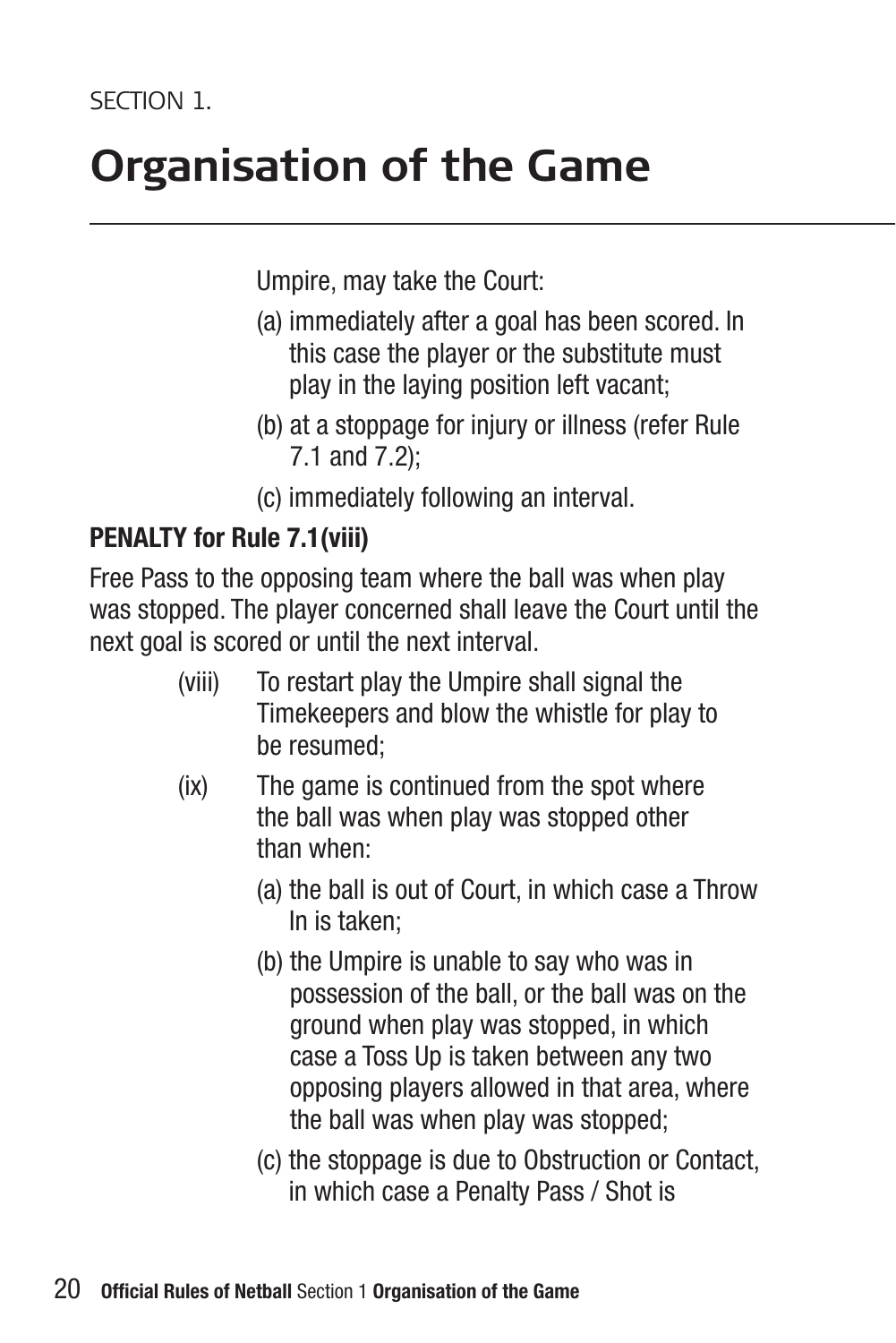SECTION 1.

# Organisation of the Game

Umpire, may take the Court:

(a) immediately after a goal has been scored. In this case the player or the substitute must play in the laying position left vacant;

(b) at a stoppage for injury or illness (refer Rule 7.1 and 7.2);

(c) immediately following an interval.

**PENALTY for Rule 7.1(viii)**

Free Pass to the opposing team where the ball was when play was stopped. The player concerned shall leave the Court until the next goal is scored or until the next interval.

(viii) To restart play the Umpire shall signal the Timekeepers and blow the whistle for play to be resumed;

(ix) The game is continued from the spot where the ball was when play was stopped other than when:

(a) the ball is out of Court, in which case a Throw In is taken;

(b) the Umpire is unable to say who was in possession of the ball, or the ball was on the ground when play was stopped, in which case a Toss Up is taken between any two opposing players allowed in that area, where the ball was when play was stopped;

(c) the stoppage is due to Obstruction or Contact, in which case a Penalty Pass / Shot is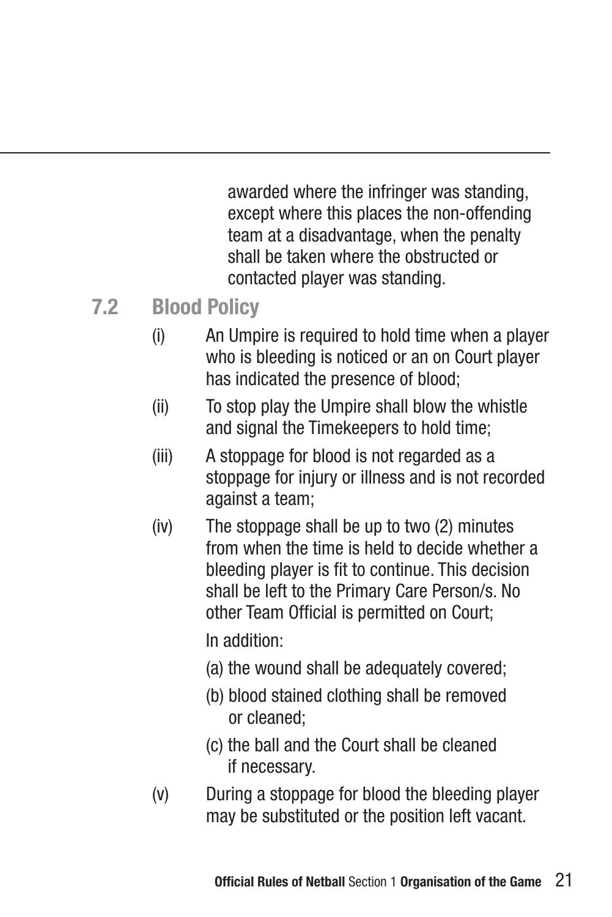awarded where the infringer was standing, except where this places the non-offending team at a disadvantage, when the penalty shall be taken where the obstructed or contacted player was standing.

## 7.2 Blood Policy

(i) An Umpire is required to hold time when a player who is bleeding is noticed or an on Court player has indicated the presence of blood;

(ii) To stop play the Umpire shall blow the whistle and signal the Timekeepers to hold time;

(iii) A stoppage for blood is not regarded as a stoppage for injury or illness and is not recorded against a team;

(iv) The stoppage shall be up to two (2) minutes from when the time is held to decide whether a bleeding player is fit to continue. This decision shall be left to the Primary Care Person/s. No other Team Official is permitted on Court;

In addition:

(a) the wound shall be adequately covered;

(b) blood stained clothing shall be removed or cleaned;

(c) the ball and the Court shall be cleaned if necessary.

(v) During a stoppage for blood the bleeding player may be substituted or the position left vacant.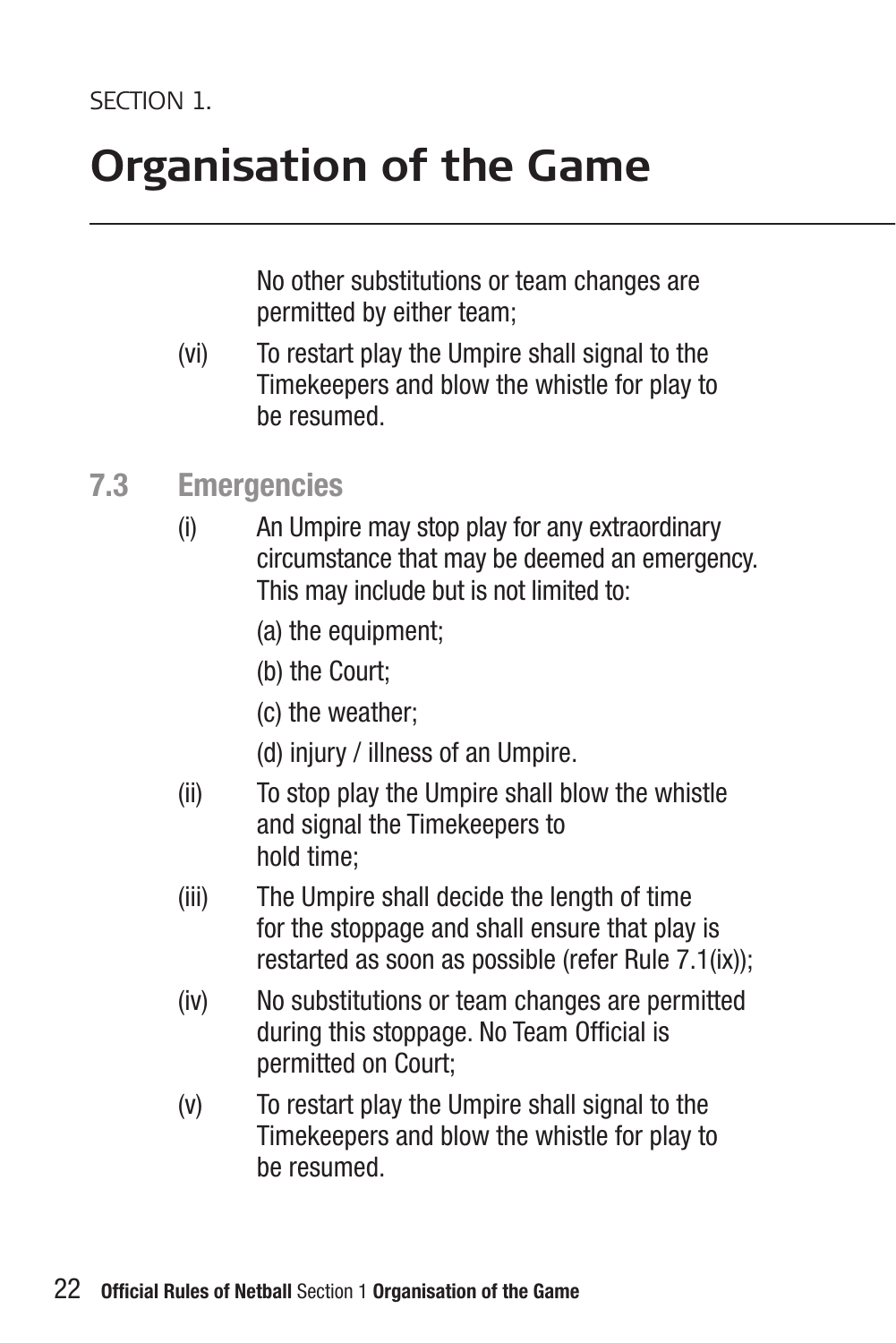No other substitutions or team changes are permitted by either team;

(vi) To restart play the Umpire shall signal to the Timekeepers and blow the whistle for play to be resumed.

### 7.3 Emergencies

(i) An Umpire may stop play for any extraordinary circumstance that may be deemed an emergency. This may include but is not limited to:

(a) the equipment;

(b) the Court;

(c) the weather;

(d) injury / illness of an Umpire.

(ii) To stop play the Umpire shall blow the whistle and signal the Timekeepers to hold time;

(iii) The Umpire shall decide the length of time for the stoppage and shall ensure that play is restarted as soon as possible (refer Rule 7.1(ix));

(iv) No substitutions or team changes are permitted during this stoppage. No Team Official is permitted on Court;

(v) To restart play the Umpire shall signal to the Timekeepers and blow the whistle for play to be resumed.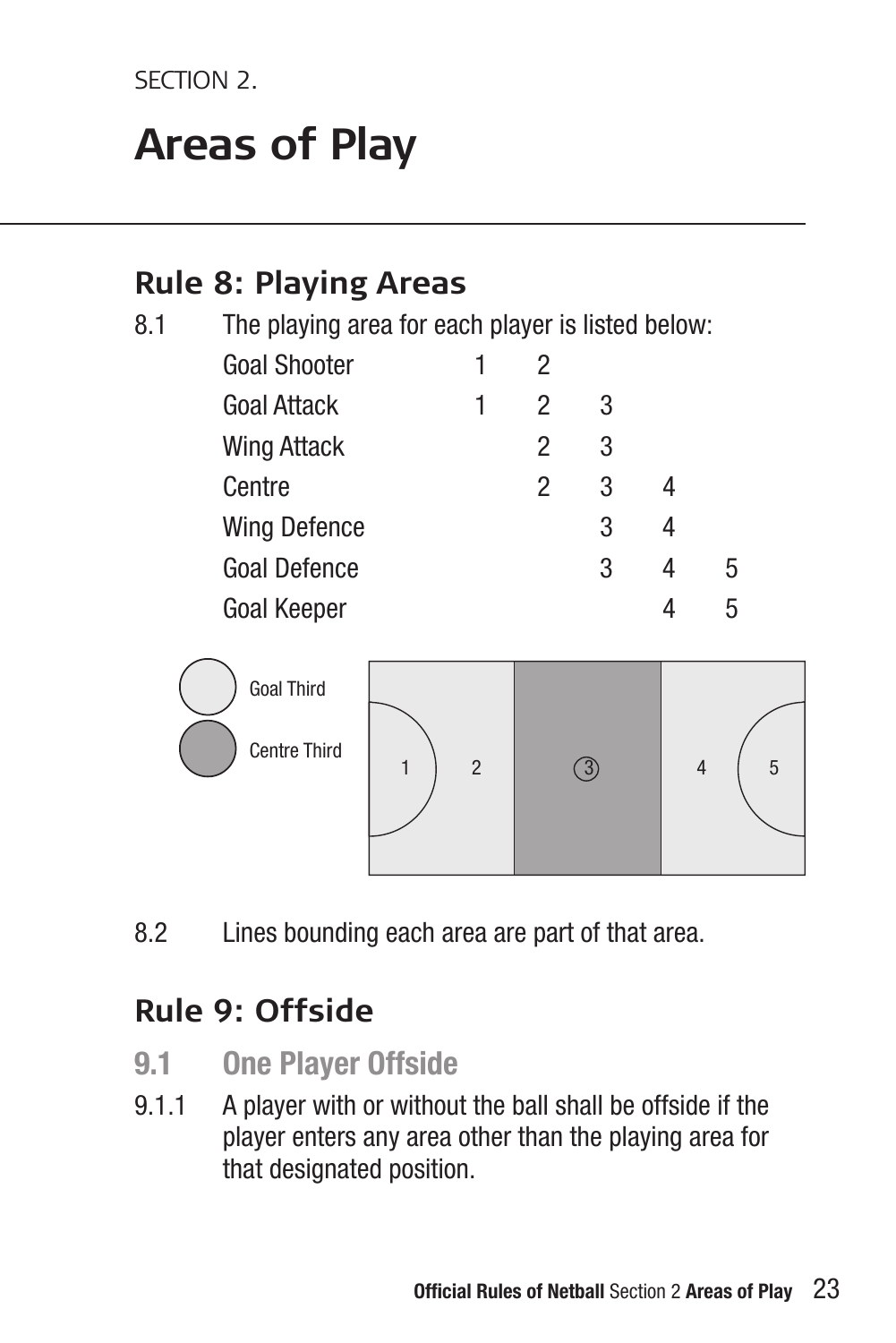SECTION 2.

# Areas of Play

## Rule 8: Playing Areas

8.1 The playing area for each player is listed below:

| | | | | | |
|---|---|---|---|---|---|
| Goal Shooter | 1 | 2 | | | |
| Goal Attack | 1 | 2 | 3 | | |
| Wing Attack | | 2 | 3 | | |
| Centre | | 2 | 3 | 4 | |
| Wing Defence | | | 3 | 4 | |
| Goal Defence | | | 3 | 4 | 5 |
| Goal Keeper | | | | 4 | 5 |

Goal Third

Centre Third

1 2 3 4 5

8.2 Lines bounding each area are part of that area.

## Rule 9: Offside

### 9.1 One Player Offside

9.1.1 A player with or without the ball shall be offside if the player enters any area other than the playing area for that designated position.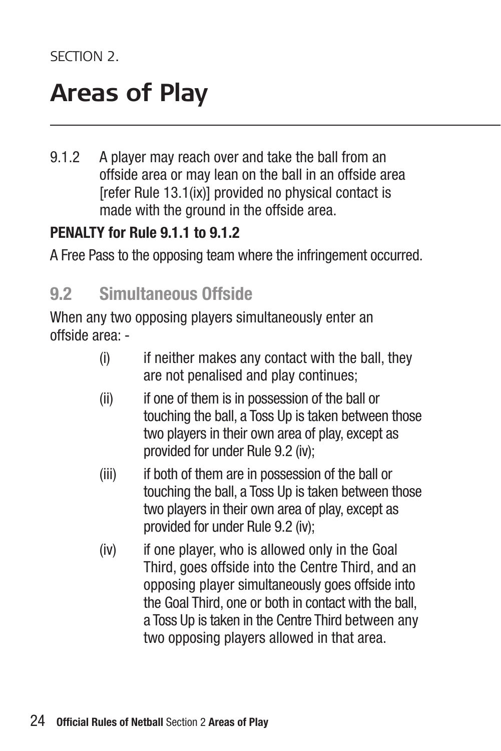SECTION 2.

# Areas of Play

9.1.2 A player may reach over and take the ball from an offside area or may lean on the ball in an offside area [refer Rule 13.1(ix)] provided no physical contact is made with the ground in the offside area.

**PENALTY for Rule 9.1.1 to 9.1.2**

A Free Pass to the opposing team where the infringement occurred.

## 9.2 Simultaneous Offside

When any two opposing players simultaneously enter an offside area: -

(i) if neither makes any contact with the ball, they are not penalised and play continues;

(ii) if one of them is in possession of the ball or touching the ball, a Toss Up is taken between those two players in their own area of play, except as provided for under Rule 9.2 (iv);

(iii) if both of them are in possession of the ball or touching the ball, a Toss Up is taken between those two players in their own area of play, except as provided for under Rule 9.2 (iv);

(iv) if one player, who is allowed only in the Goal Third, goes offside into the Centre Third, and an opposing player simultaneously goes offside into the Goal Third, one or both in contact with the ball, a Toss Up is taken in the Centre Third between any two opposing players allowed in that area.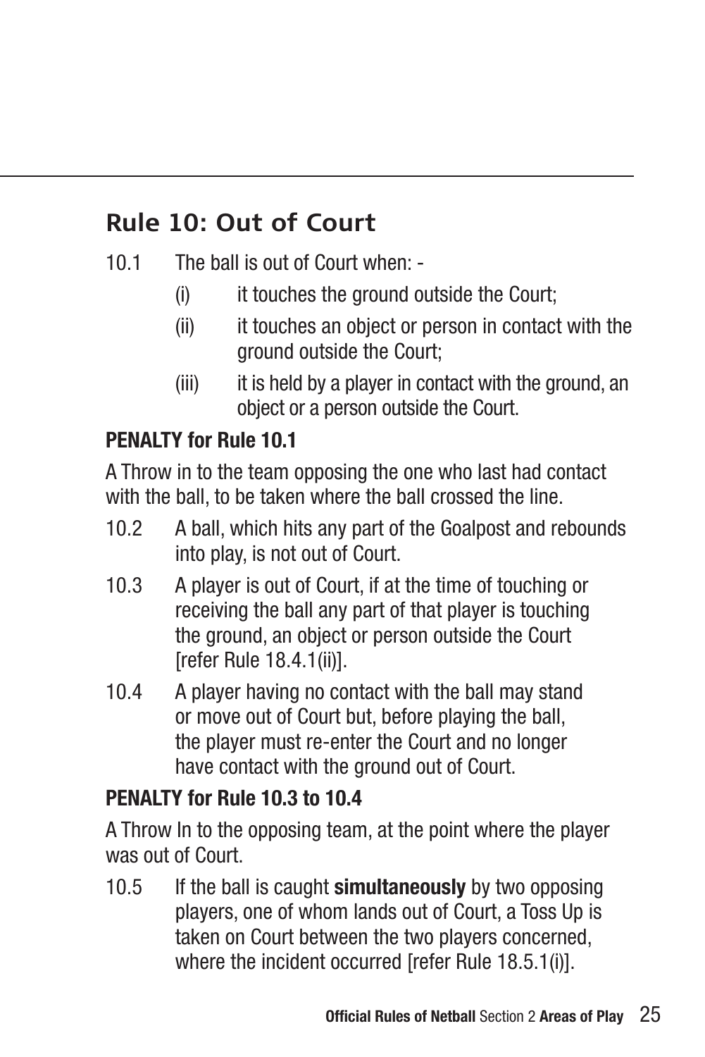## Rule 10: Out of Court

10.1 The ball is out of Court when: -

- (i) it touches the ground outside the Court;
- (ii) it touches an object or person in contact with the ground outside the Court;
- (iii) it is held by a player in contact with the ground, an object or a person outside the Court.

**PENALTY for Rule 10.1**

A Throw in to the team opposing the one who last had contact with the ball, to be taken where the ball crossed the line.

10.2 A ball, which hits any part of the Goalpost and rebounds into play, is not out of Court.

10.3 A player is out of Court, if at the time of touching or receiving the ball any part of that player is touching the ground, an object or person outside the Court [refer Rule 18.4.1(ii)].

10.4 A player having no contact with the ball may stand or move out of Court but, before playing the ball, the player must re-enter the Court and no longer have contact with the ground out of Court.

**PENALTY for Rule 10.3 to 10.4**

A Throw In to the opposing team, at the point where the player was out of Court.

10.5 If the ball is caught **simultaneously** by two opposing players, one of whom lands out of Court, a Toss Up is taken on Court between the two players concerned, where the incident occurred [refer Rule 18.5.1(i)].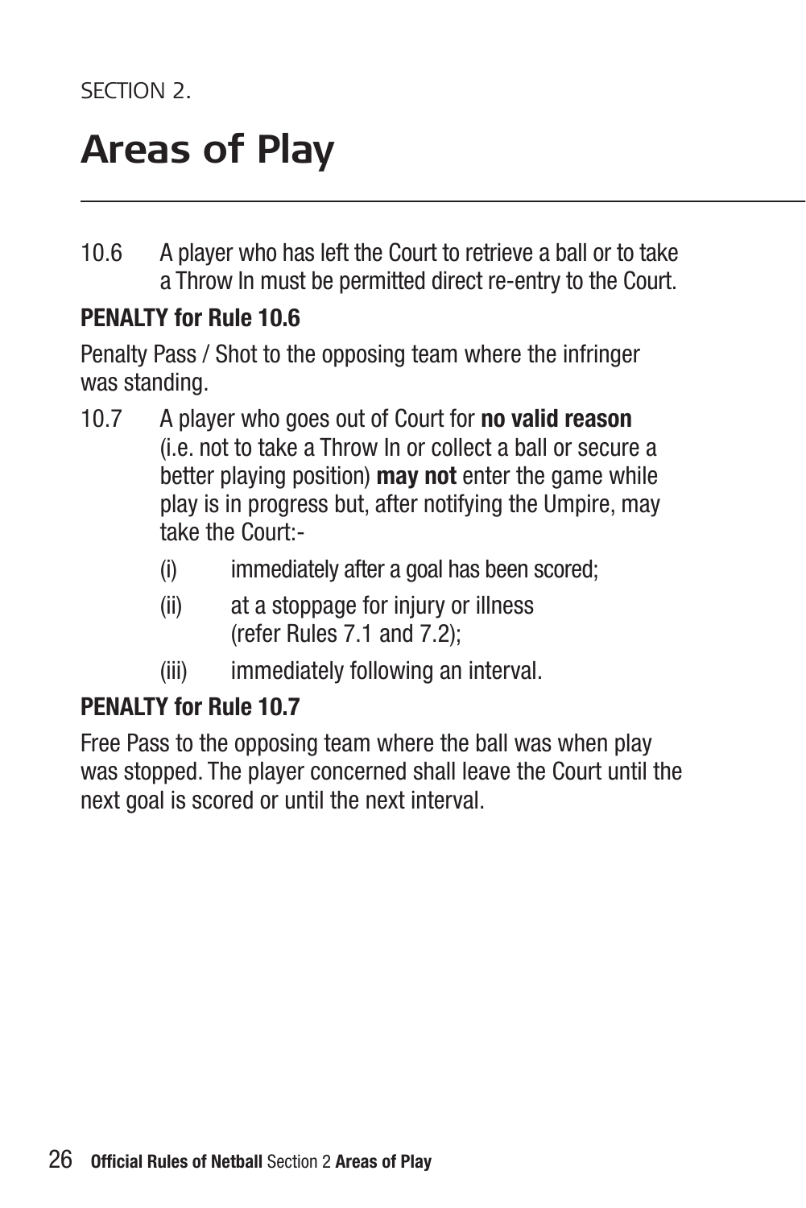SECTION 2.

# Areas of Play

10.6 A player who has left the Court to retrieve a ball or to take a Throw In must be permitted direct re-entry to the Court.

**PENALTY for Rule 10.6**

Penalty Pass / Shot to the opposing team where the infringer was standing.

10.7 A player who goes out of Court for **no valid reason** (i.e. not to take a Throw In or collect a ball or secure a better playing position) **may not** enter the game while play is in progress but, after notifying the Umpire, may take the Court:-

- (i) immediately after a goal has been scored;
- (ii) at a stoppage for injury or illness (refer Rules 7.1 and 7.2);
- (iii) immediately following an interval.

**PENALTY for Rule 10.7**

Free Pass to the opposing team where the ball was when play was stopped. The player concerned shall leave the Court until the next goal is scored or until the next interval.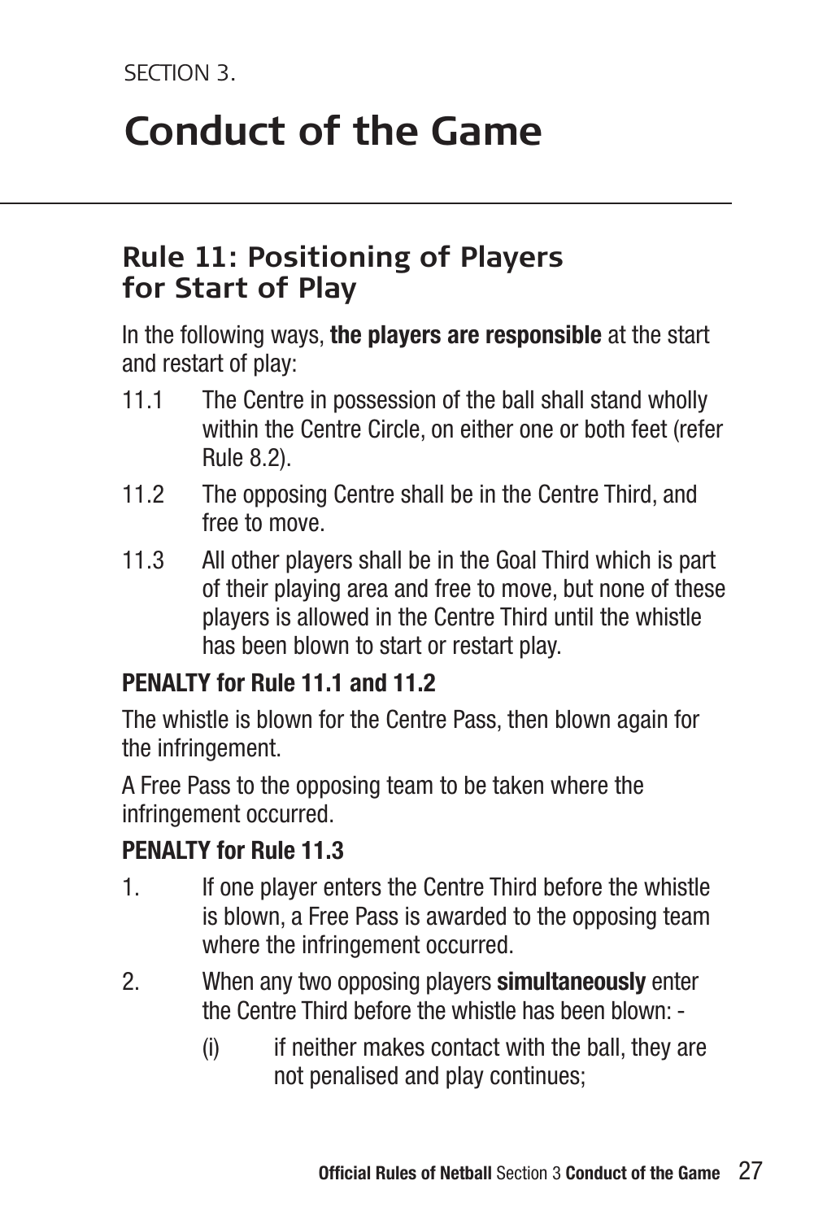SECTION 3.

# Conduct of the Game

## Rule 11: Positioning of Players for Start of Play

In the following ways, **the players are responsible** at the start and restart of play:

11.1 The Centre in possession of the ball shall stand wholly within the Centre Circle, on either one or both feet (refer Rule 8.2).

11.2 The opposing Centre shall be in the Centre Third, and free to move.

11.3 All other players shall be in the Goal Third which is part of their playing area and free to move, but none of these players is allowed in the Centre Third until the whistle has been blown to start or restart play.

**PENALTY for Rule 11.1 and 11.2**

The whistle is blown for the Centre Pass, then blown again for the infringement.

A Free Pass to the opposing team to be taken where the infringement occurred.

**PENALTY for Rule 11.3**

1. If one player enters the Centre Third before the whistle is blown, a Free Pass is awarded to the opposing team where the infringement occurred.
2. When any two opposing players **simultaneously** enter the Centre Third before the whistle has been blown: -
   (i) if neither makes contact with the ball, they are not penalised and play continues;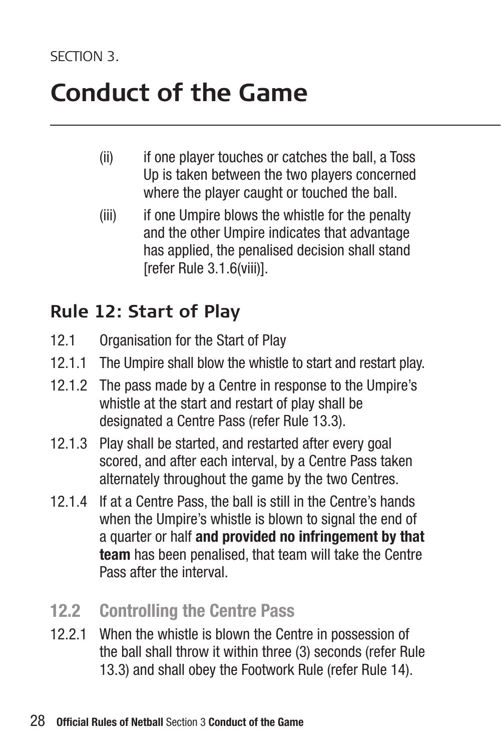SECTION 3.

# Conduct of the Game

(ii) if one player touches or catches the ball, a Toss Up is taken between the two players concerned where the player caught or touched the ball.

(iii) if one Umpire blows the whistle for the penalty and the other Umpire indicates that advantage has applied, the penalised decision shall stand [refer Rule 3.1.6(viii)].

## Rule 12: Start of Play

12.1 Organisation for the Start of Play

12.1.1 The Umpire shall blow the whistle to start and restart play.

12.1.2 The pass made by a Centre in response to the Umpire's whistle at the start and restart of play shall be designated a Centre Pass (refer Rule 13.3).

12.1.3 Play shall be started, and restarted after every goal scored, and after each interval, by a Centre Pass taken alternately throughout the game by the two Centres.

12.1.4 If at a Centre Pass, the ball is still in the Centre's hands when the Umpire's whistle is blown to signal the end of a quarter or half **and provided no infringement by that team** has been penalised, that team will take the Centre Pass after the interval.

### 12.2 Controlling the Centre Pass

12.2.1 When the whistle is blown the Centre in possession of the ball shall throw it within three (3) seconds (refer Rule 13.3) and shall obey the Footwork Rule (refer Rule 14).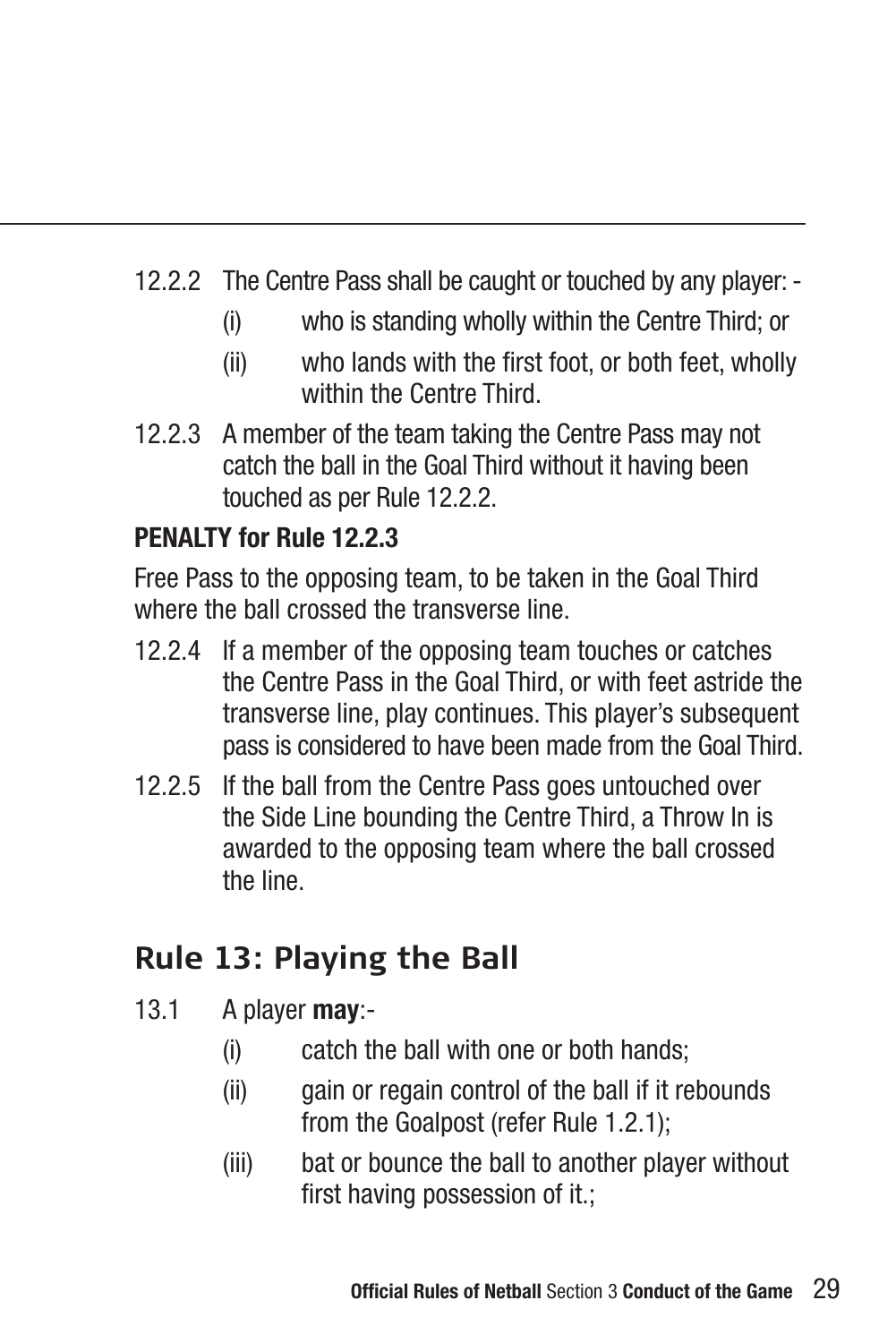12.2.2 The Centre Pass shall be caught or touched by any player: -

  (i) who is standing wholly within the Centre Third; or

  (ii) who lands with the first foot, or both feet, wholly within the Centre Third.

12.2.3 A member of the team taking the Centre Pass may not catch the ball in the Goal Third without it having been touched as per Rule 12.2.2.

**PENALTY for Rule 12.2.3**

Free Pass to the opposing team, to be taken in the Goal Third where the ball crossed the transverse line.

12.2.4 If a member of the opposing team touches or catches the Centre Pass in the Goal Third, or with feet astride the transverse line, play continues. This player's subsequent pass is considered to have been made from the Goal Third.

12.2.5 If the ball from the Centre Pass goes untouched over the Side Line bounding the Centre Third, a Throw In is awarded to the opposing team where the ball crossed the line.

## Rule 13: Playing the Ball

13.1 A player **may**:-

  (i) catch the ball with one or both hands;

  (ii) gain or regain control of the ball if it rebounds from the Goalpost (refer Rule 1.2.1);

  (iii) bat or bounce the ball to another player without first having possession of it.;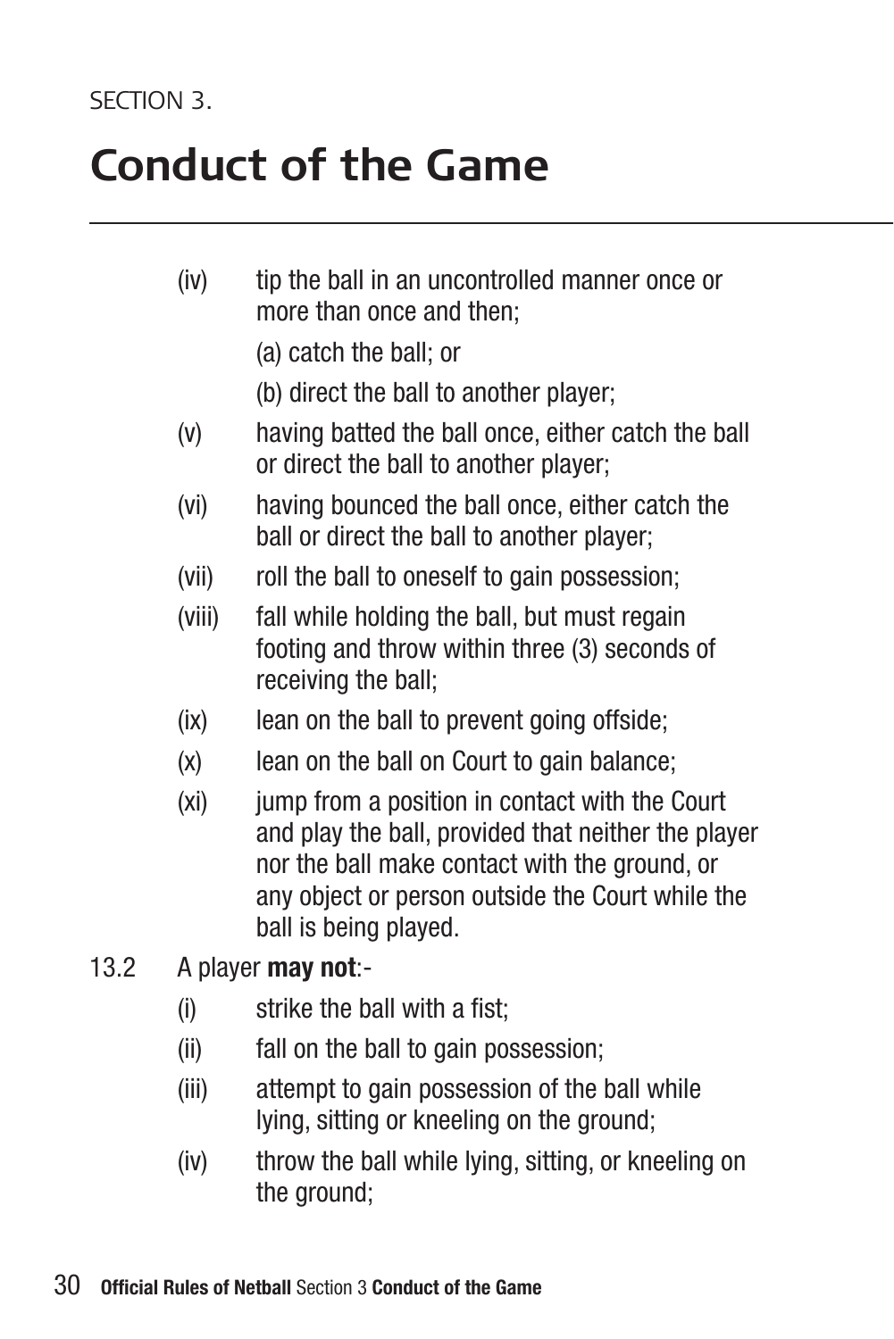SECTION 3.

# Conduct of the Game

- (iv) tip the ball in an uncontrolled manner once or more than once and then;
  - (a) catch the ball; or
  - (b) direct the ball to another player;
- (v) having batted the ball once, either catch the ball or direct the ball to another player;
- (vi) having bounced the ball once, either catch the ball or direct the ball to another player;
- (vii) roll the ball to oneself to gain possession;
- (viii) fall while holding the ball, but must regain footing and throw within three (3) seconds of receiving the ball;
- (ix) lean on the ball to prevent going offside;
- (x) lean on the ball on Court to gain balance;
- (xi) jump from a position in contact with the Court and play the ball, provided that neither the player nor the ball make contact with the ground, or any object or person outside the Court while the ball is being played.

13.2 A player **may not**:-

- (i) strike the ball with a fist;
- (ii) fall on the ball to gain possession;
- (iii) attempt to gain possession of the ball while lying, sitting or kneeling on the ground;
- (iv) throw the ball while lying, sitting, or kneeling on the ground;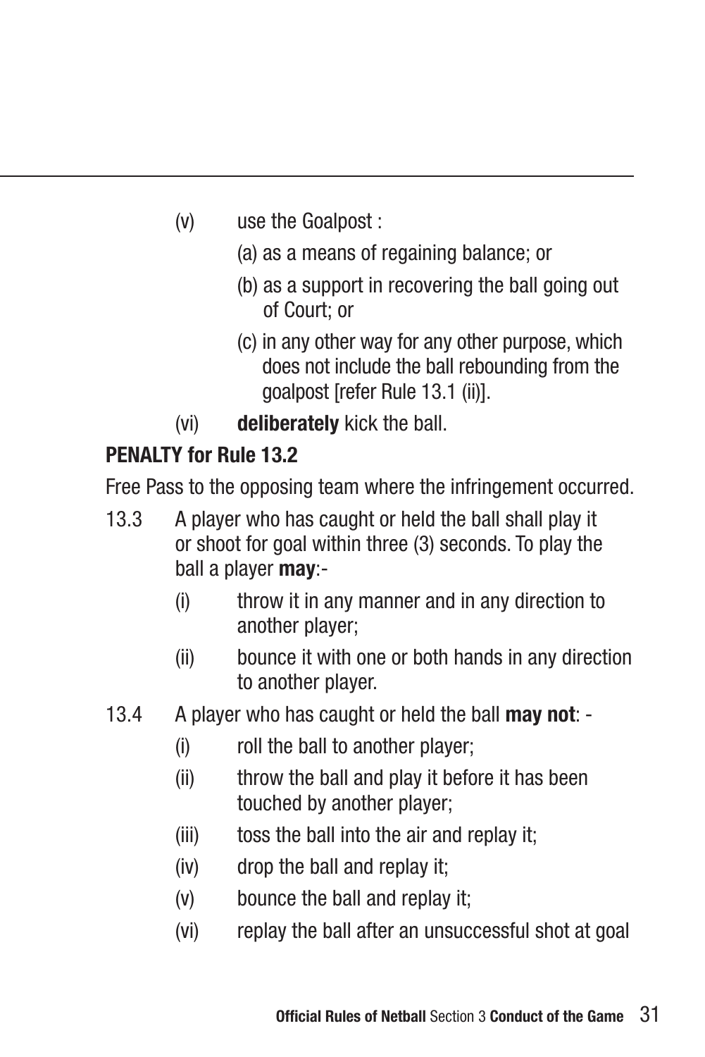(v) use the Goalpost :

(a) as a means of regaining balance; or

(b) as a support in recovering the ball going out of Court; or

(c) in any other way for any other purpose, which does not include the ball rebounding from the goalpost [refer Rule 13.1 (ii)].

(vi) **deliberately** kick the ball.

**PENALTY for Rule 13.2**

Free Pass to the opposing team where the infringement occurred.

13.3 A player who has caught or held the ball shall play it or shoot for goal within three (3) seconds. To play the ball a player **may**:-

(i) throw it in any manner and in any direction to another player;

(ii) bounce it with one or both hands in any direction to another player.

13.4 A player who has caught or held the ball **may not**: -

(i) roll the ball to another player;

(ii) throw the ball and play it before it has been touched by another player;

(iii) toss the ball into the air and replay it;

(iv) drop the ball and replay it;

(v) bounce the ball and replay it;

(vi) replay the ball after an unsuccessful shot at goal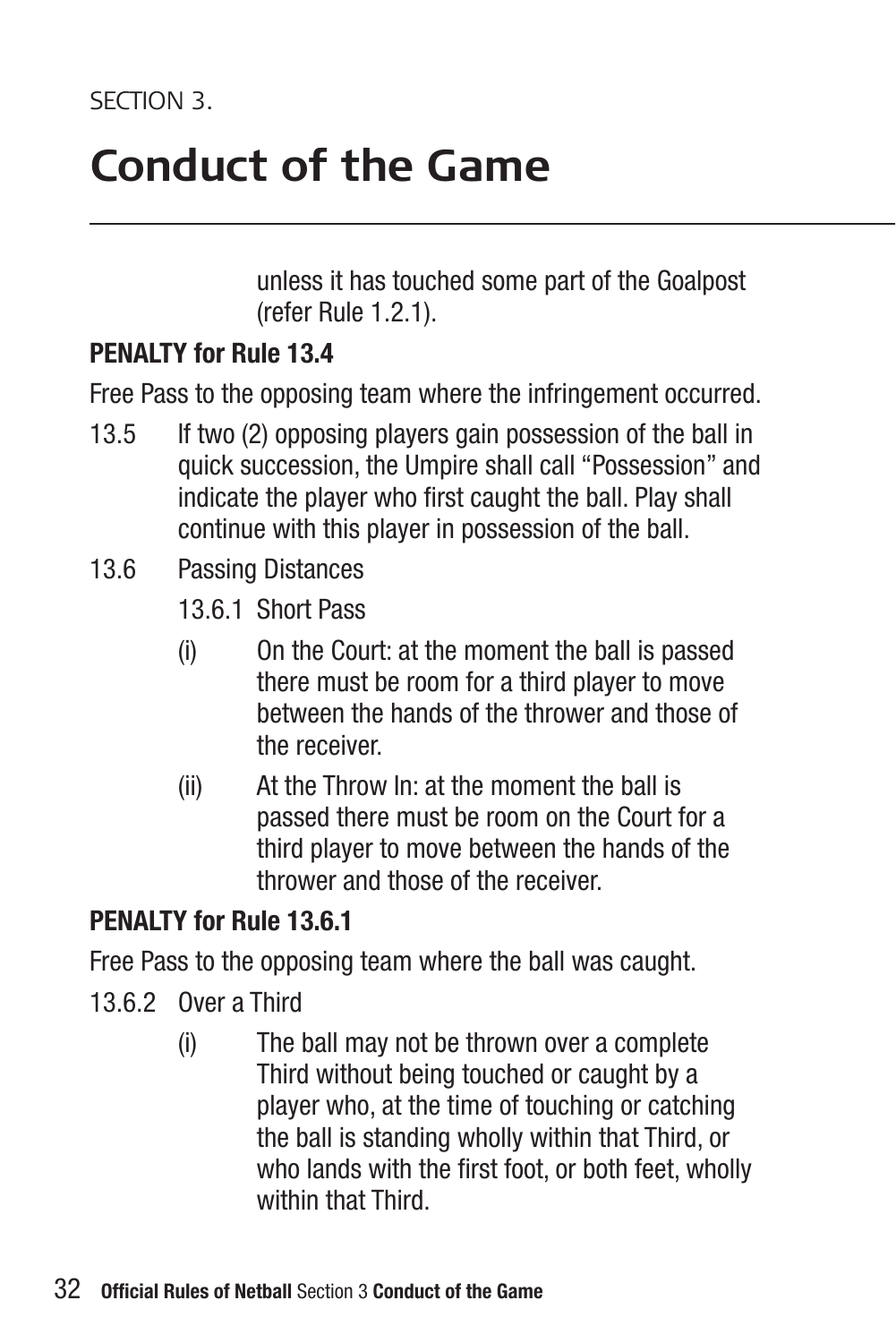unless it has touched some part of the Goalpost (refer Rule 1.2.1).

**PENALTY for Rule 13.4**

Free Pass to the opposing team where the infringement occurred.

13.5 If two (2) opposing players gain possession of the ball in quick succession, the Umpire shall call "Possession" and indicate the player who first caught the ball. Play shall continue with this player in possession of the ball.

13.6 Passing Distances

13.6.1 Short Pass

(i) On the Court: at the moment the ball is passed there must be room for a third player to move between the hands of the thrower and those of the receiver.

(ii) At the Throw In: at the moment the ball is passed there must be room on the Court for a third player to move between the hands of the thrower and those of the receiver.

**PENALTY for Rule 13.6.1**

Free Pass to the opposing team where the ball was caught.

13.6.2 Over a Third

(i) The ball may not be thrown over a complete Third without being touched or caught by a player who, at the time of touching or catching the ball is standing wholly within that Third, or who lands with the first foot, or both feet, wholly within that Third.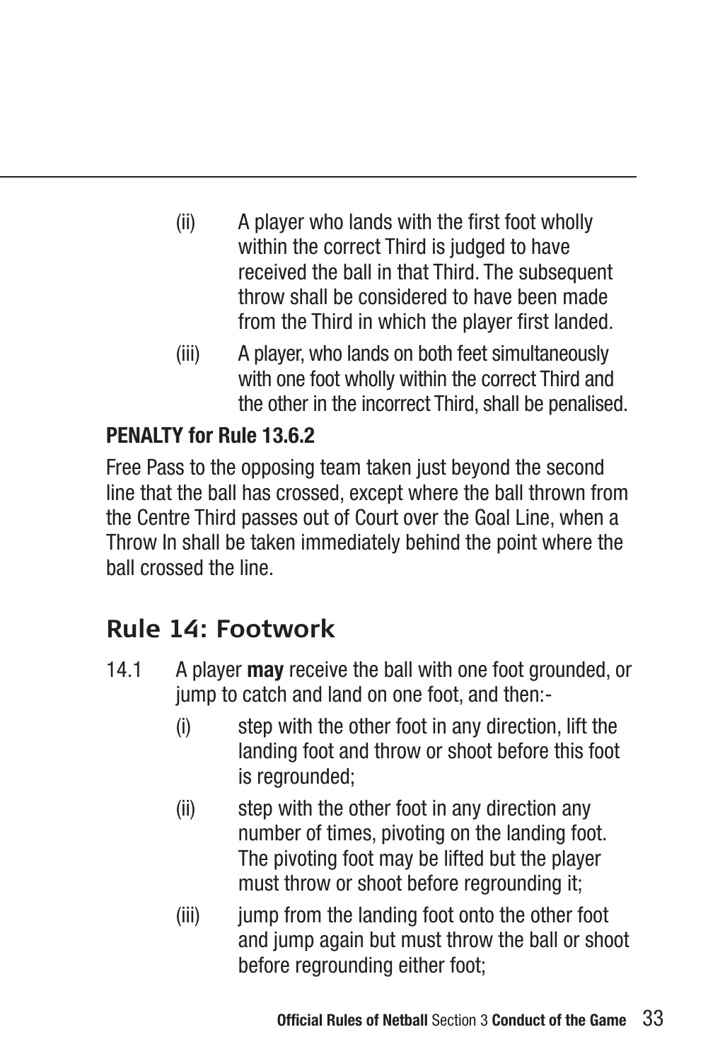(ii) A player who lands with the first foot wholly within the correct Third is judged to have received the ball in that Third. The subsequent throw shall be considered to have been made from the Third in which the player first landed.

(iii) A player, who lands on both feet simultaneously with one foot wholly within the correct Third and the other in the incorrect Third, shall be penalised.

**PENALTY for Rule 13.6.2**

Free Pass to the opposing team taken just beyond the second line that the ball has crossed, except where the ball thrown from the Centre Third passes out of Court over the Goal Line, when a Throw In shall be taken immediately behind the point where the ball crossed the line.

## Rule 14: Footwork

14.1 A player **may** receive the ball with one foot grounded, or jump to catch and land on one foot, and then:-

(i) step with the other foot in any direction, lift the landing foot and throw or shoot before this foot is regrounded;

(ii) step with the other foot in any direction any number of times, pivoting on the landing foot. The pivoting foot may be lifted but the player must throw or shoot before regrounding it;

(iii) jump from the landing foot onto the other foot and jump again but must throw the ball or shoot before regrounding either foot;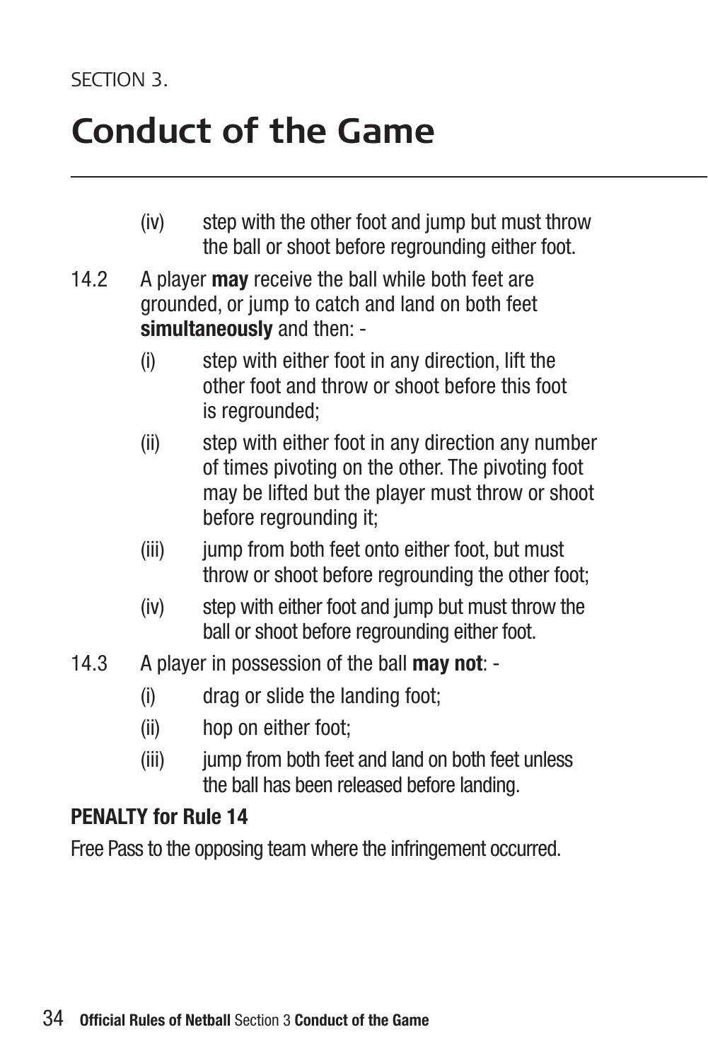SECTION 3.

# Conduct of the Game

(iv) step with the other foot and jump but must throw the ball or shoot before regrounding either foot.

14.2 A player **may** receive the ball while both feet are grounded, or jump to catch and land on both feet **simultaneously** and then: -

(i) step with either foot in any direction, lift the other foot and throw or shoot before this foot is regrounded;

(ii) step with either foot in any direction any number of times pivoting on the other. The pivoting foot may be lifted but the player must throw or shoot before regrounding it;

(iii) jump from both feet onto either foot, but must throw or shoot before regrounding the other foot;

(iv) step with either foot and jump but must throw the ball or shoot before regrounding either foot.

14.3 A player in possession of the ball **may not**: -

(i) drag or slide the landing foot;

(ii) hop on either foot;

(iii) jump from both feet and land on both feet unless the ball has been released before landing.

**PENALTY for Rule 14**

Free Pass to the opposing team where the infringement occurred.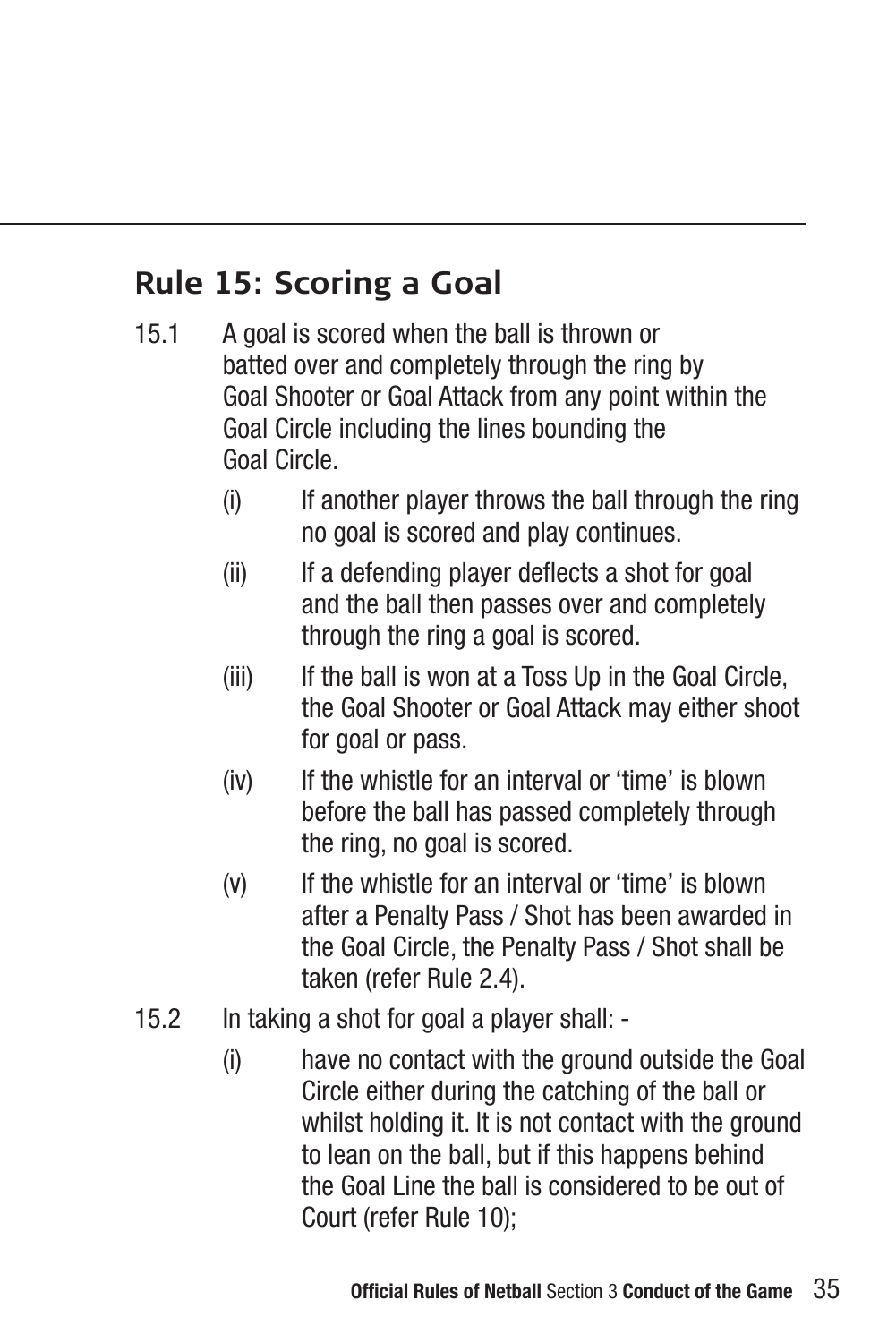## Rule 15: Scoring a Goal

15.1 A goal is scored when the ball is thrown or batted over and completely through the ring by Goal Shooter or Goal Attack from any point within the Goal Circle including the lines bounding the Goal Circle.

- (i) If another player throws the ball through the ring no goal is scored and play continues.
- (ii) If a defending player deflects a shot for goal and the ball then passes over and completely through the ring a goal is scored.
- (iii) If the ball is won at a Toss Up in the Goal Circle, the Goal Shooter or Goal Attack may either shoot for goal or pass.
- (iv) If the whistle for an interval or 'time' is blown before the ball has passed completely through the ring, no goal is scored.
- (v) If the whistle for an interval or 'time' is blown after a Penalty Pass / Shot has been awarded in the Goal Circle, the Penalty Pass / Shot shall be taken (refer Rule 2.4).

15.2 In taking a shot for goal a player shall: -

- (i) have no contact with the ground outside the Goal Circle either during the catching of the ball or whilst holding it. It is not contact with the ground to lean on the ball, but if this happens behind the Goal Line the ball is considered to be out of Court (refer Rule 10);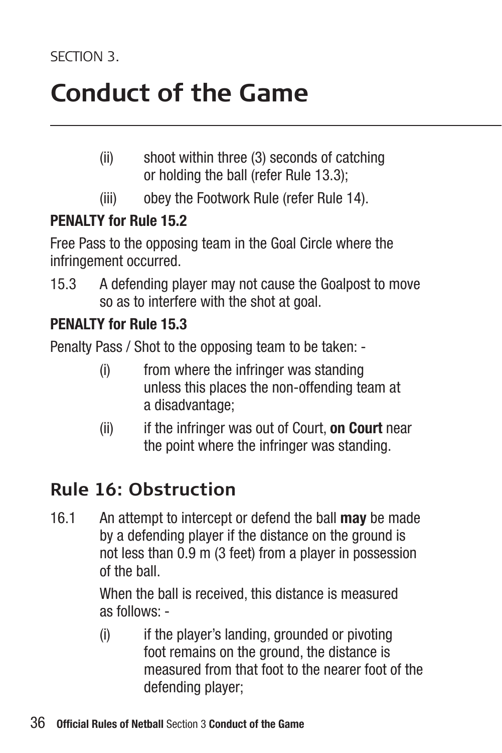SECTION 3.

# Conduct of the Game

(ii) shoot within three (3) seconds of catching or holding the ball (refer Rule 13.3);

(iii) obey the Footwork Rule (refer Rule 14).

**PENALTY for Rule 15.2**

Free Pass to the opposing team in the Goal Circle where the infringement occurred.

15.3 A defending player may not cause the Goalpost to move so as to interfere with the shot at goal.

**PENALTY for Rule 15.3**

Penalty Pass / Shot to the opposing team to be taken: -

(i) from where the infringer was standing unless this places the non-offending team at a disadvantage;

(ii) if the infringer was out of Court, **on Court** near the point where the infringer was standing.

## Rule 16: Obstruction

16.1 An attempt to intercept or defend the ball **may** be made by a defending player if the distance on the ground is not less than 0.9 m (3 feet) from a player in possession of the ball.

When the ball is received, this distance is measured as follows: -

(i) if the player's landing, grounded or pivoting foot remains on the ground, the distance is measured from that foot to the nearer foot of the defending player;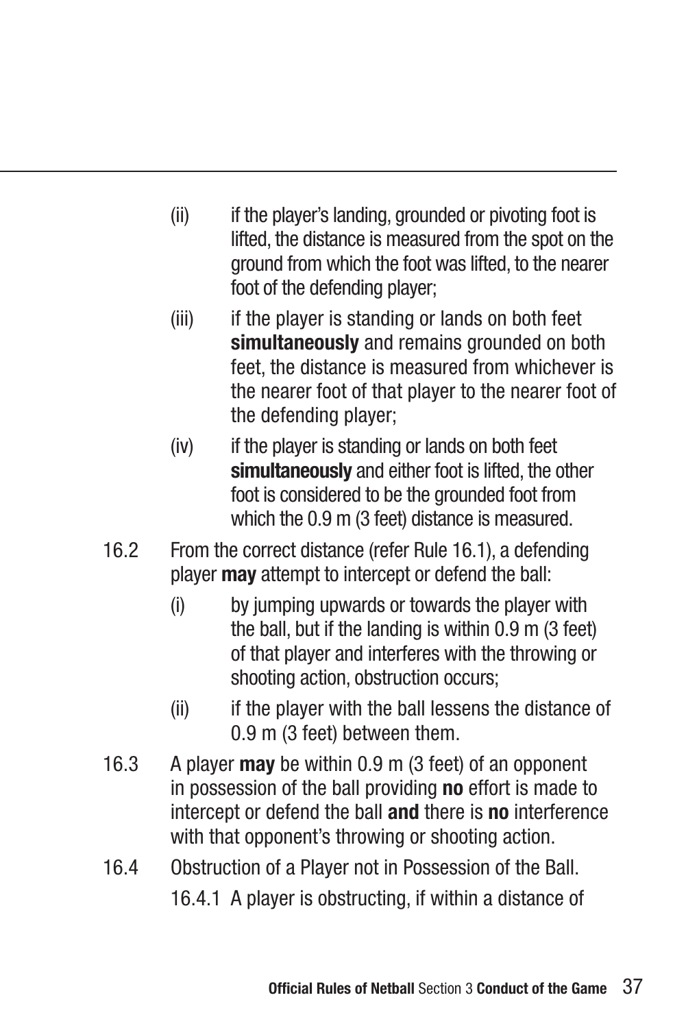(ii) if the player's landing, grounded or pivoting foot is lifted, the distance is measured from the spot on the ground from which the foot was lifted, to the nearer foot of the defending player;

(iii) if the player is standing or lands on both feet **simultaneously** and remains grounded on both feet, the distance is measured from whichever is the nearer foot of that player to the nearer foot of the defending player;

(iv) if the player is standing or lands on both feet **simultaneously** and either foot is lifted, the other foot is considered to be the grounded foot from which the 0.9 m (3 feet) distance is measured.

16.2 From the correct distance (refer Rule 16.1), a defending player **may** attempt to intercept or defend the ball:

(i) by jumping upwards or towards the player with the ball, but if the landing is within 0.9 m (3 feet) of that player and interferes with the throwing or shooting action, obstruction occurs;

(ii) if the player with the ball lessens the distance of 0.9 m (3 feet) between them.

16.3 A player **may** be within 0.9 m (3 feet) of an opponent in possession of the ball providing **no** effort is made to intercept or defend the ball **and** there is **no** interference with that opponent's throwing or shooting action.

16.4 Obstruction of a Player not in Possession of the Ball.

16.4.1 A player is obstructing, if within a distance of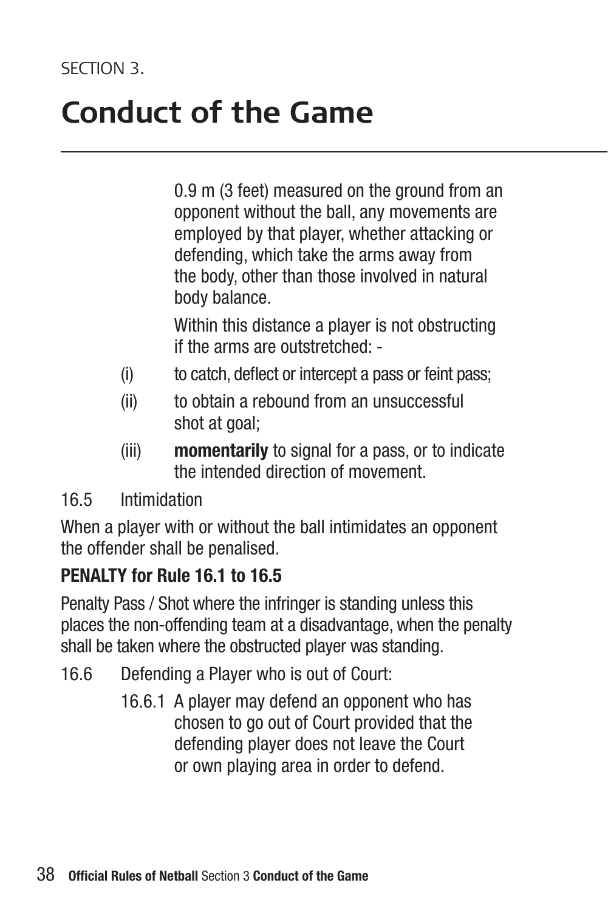SECTION 3.

# Conduct of the Game

0.9 m (3 feet) measured on the ground from an opponent without the ball, any movements are employed by that player, whether attacking or defending, which take the arms away from the body, other than those involved in natural body balance.

Within this distance a player is not obstructing if the arms are outstretched: -

(i) to catch, deflect or intercept a pass or feint pass;

(ii) to obtain a rebound from an unsuccessful shot at goal;

(iii) **momentarily** to signal for a pass, or to indicate the intended direction of movement.

16.5 Intimidation

When a player with or without the ball intimidates an opponent the offender shall be penalised.

**PENALTY for Rule 16.1 to 16.5**

Penalty Pass / Shot where the infringer is standing unless this places the non-offending team at a disadvantage, when the penalty shall be taken where the obstructed player was standing.

16.6 Defending a Player who is out of Court:

16.6.1 A player may defend an opponent who has chosen to go out of Court provided that the defending player does not leave the Court or own playing area in order to defend.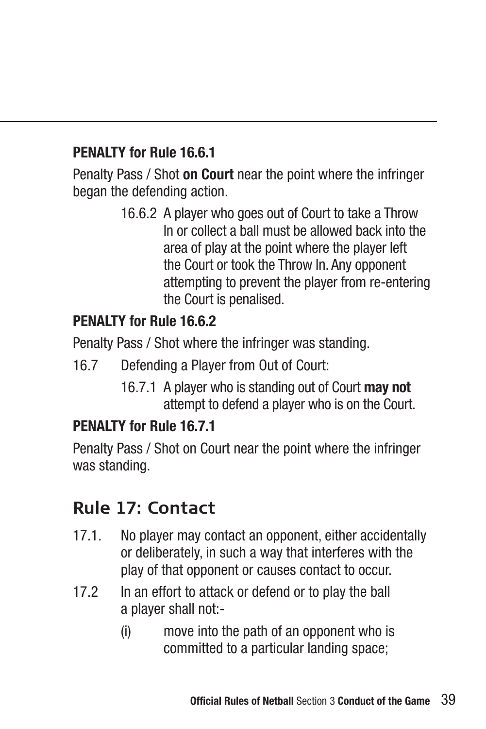**PENALTY for Rule 16.6.1**

Penalty Pass / Shot **on Court** near the point where the infringer began the defending action.

16.6.2 A player who goes out of Court to take a Throw In or collect a ball must be allowed back into the area of play at the point where the player left the Court or took the Throw In. Any opponent attempting to prevent the player from re-entering the Court is penalised.

**PENALTY for Rule 16.6.2**

Penalty Pass / Shot where the infringer was standing.

16.7 Defending a Player from Out of Court:

16.7.1 A player who is standing out of Court **may not** attempt to defend a player who is on the Court.

**PENALTY for Rule 16.7.1**

Penalty Pass / Shot on Court near the point where the infringer was standing.

## Rule 17: Contact

17.1. No player may contact an opponent, either accidentally or deliberately, in such a way that interferes with the play of that opponent or causes contact to occur.

17.2 In an effort to attack or defend or to play the ball a player shall not:-

(i) move into the path of an opponent who is committed to a particular landing space;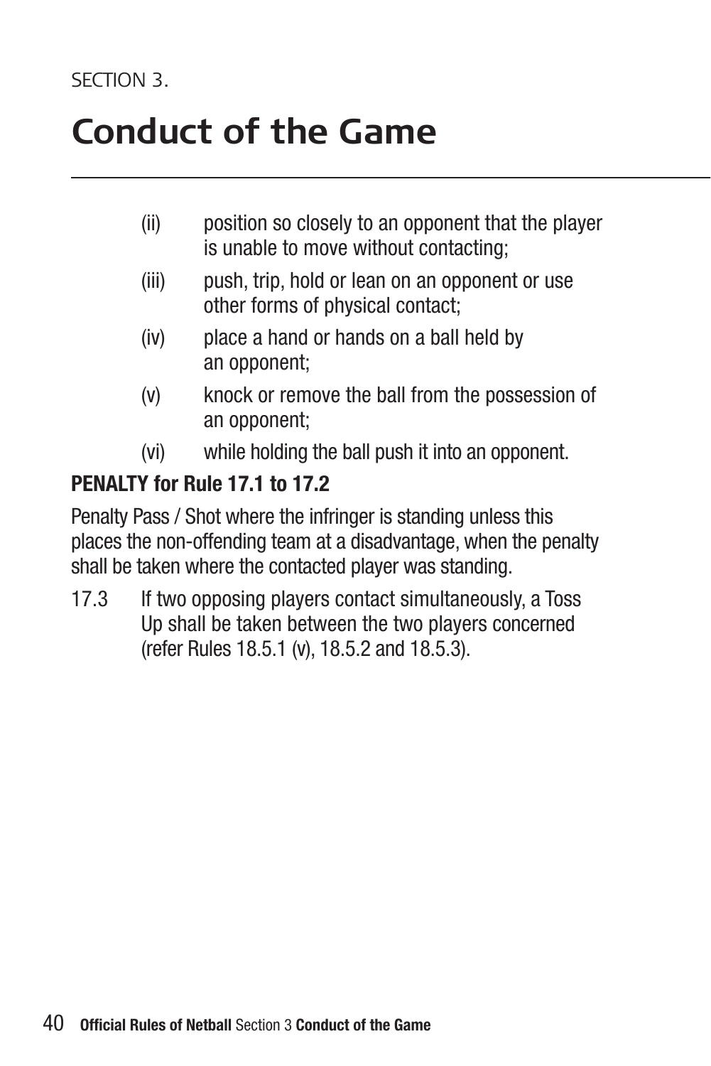SECTION 3.

# Conduct of the Game

(ii) position so closely to an opponent that the player is unable to move without contacting;

(iii) push, trip, hold or lean on an opponent or use other forms of physical contact;

(iv) place a hand or hands on a ball held by an opponent;

(v) knock or remove the ball from the possession of an opponent;

(vi) while holding the ball push it into an opponent.

**PENALTY for Rule 17.1 to 17.2**

Penalty Pass / Shot where the infringer is standing unless this places the non-offending team at a disadvantage, when the penalty shall be taken where the contacted player was standing.

17.3 If two opposing players contact simultaneously, a Toss Up shall be taken between the two players concerned (refer Rules 18.5.1 (v), 18.5.2 and 18.5.3).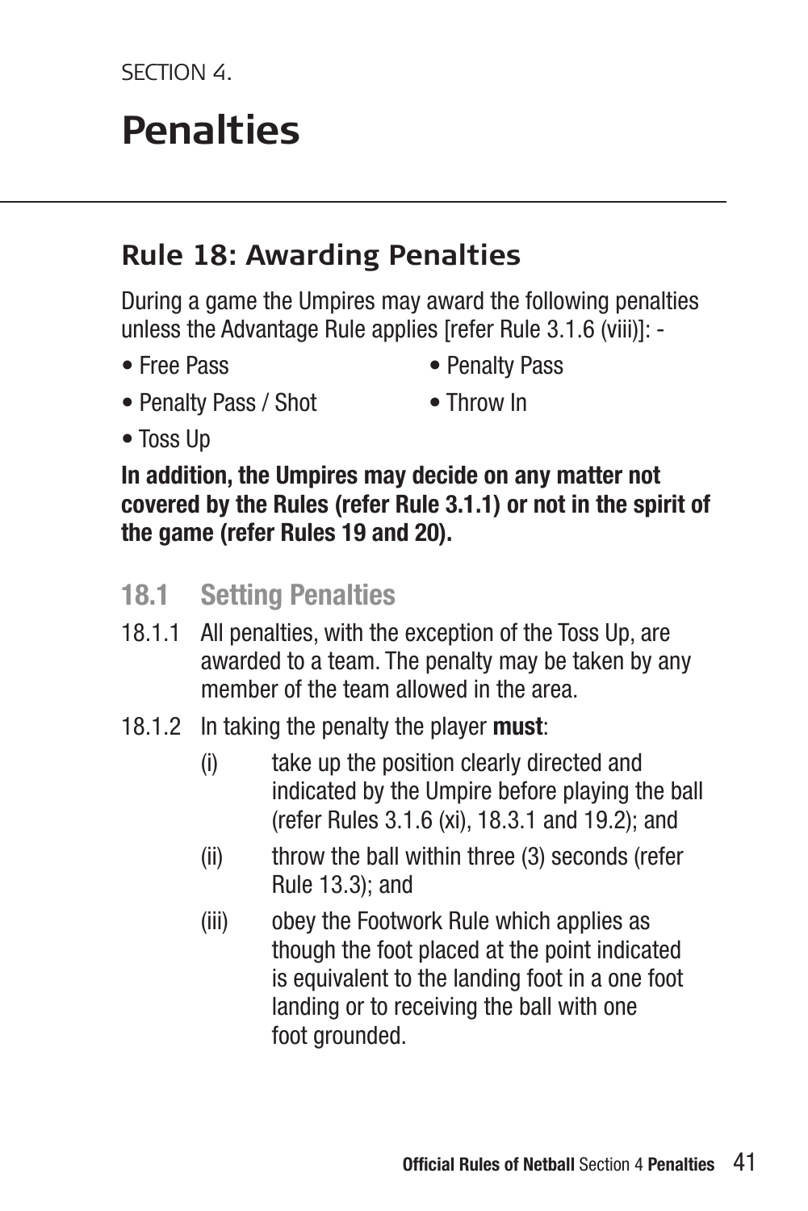SECTION 4.

# Penalties

## Rule 18: Awarding Penalties

During a game the Umpires may award the following penalties unless the Advantage Rule applies [refer Rule 3.1.6 (viii)]: -

- Free Pass
- Penalty Pass
- Penalty Pass / Shot
- Throw In
- Toss Up

**In addition, the Umpires may decide on any matter not covered by the Rules (refer Rule 3.1.1) or not in the spirit of the game (refer Rules 19 and 20).**

### 18.1 Setting Penalties

18.1.1 All penalties, with the exception of the Toss Up, are awarded to a team. The penalty may be taken by any member of the team allowed in the area.

18.1.2 In taking the penalty the player **must**:

(i) take up the position clearly directed and indicated by the Umpire before playing the ball (refer Rules 3.1.6 (xi), 18.3.1 and 19.2); and

(ii) throw the ball within three (3) seconds (refer Rule 13.3); and

(iii) obey the Footwork Rule which applies as though the foot placed at the point indicated is equivalent to the landing foot in a one foot landing or to receiving the ball with one foot grounded.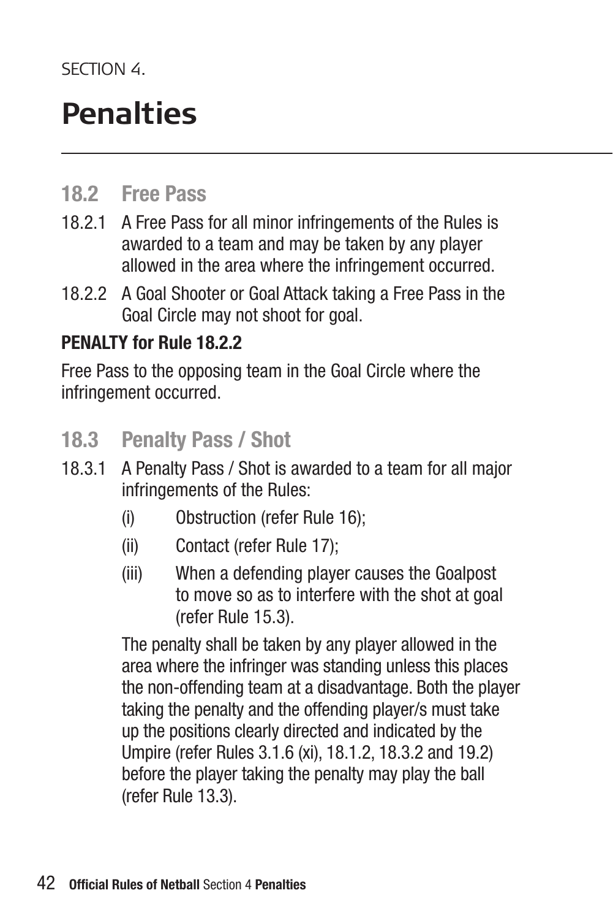SECTION 4.

# Penalties

## 18.2 Free Pass

18.2.1 A Free Pass for all minor infringements of the Rules is awarded to a team and may be taken by any player allowed in the area where the infringement occurred.

18.2.2 A Goal Shooter or Goal Attack taking a Free Pass in the Goal Circle may not shoot for goal.

**PENALTY for Rule 18.2.2**

Free Pass to the opposing team in the Goal Circle where the infringement occurred.

## 18.3 Penalty Pass / Shot

18.3.1 A Penalty Pass / Shot is awarded to a team for all major infringements of the Rules:

(i) Obstruction (refer Rule 16);

(ii) Contact (refer Rule 17);

(iii) When a defending player causes the Goalpost to move so as to interfere with the shot at goal (refer Rule 15.3).

The penalty shall be taken by any player allowed in the area where the infringer was standing unless this places the non-offending team at a disadvantage. Both the player taking the penalty and the offending player/s must take up the positions clearly directed and indicated by the Umpire (refer Rules 3.1.6 (xi), 18.1.2, 18.3.2 and 19.2) before the player taking the penalty may play the ball (refer Rule 13.3).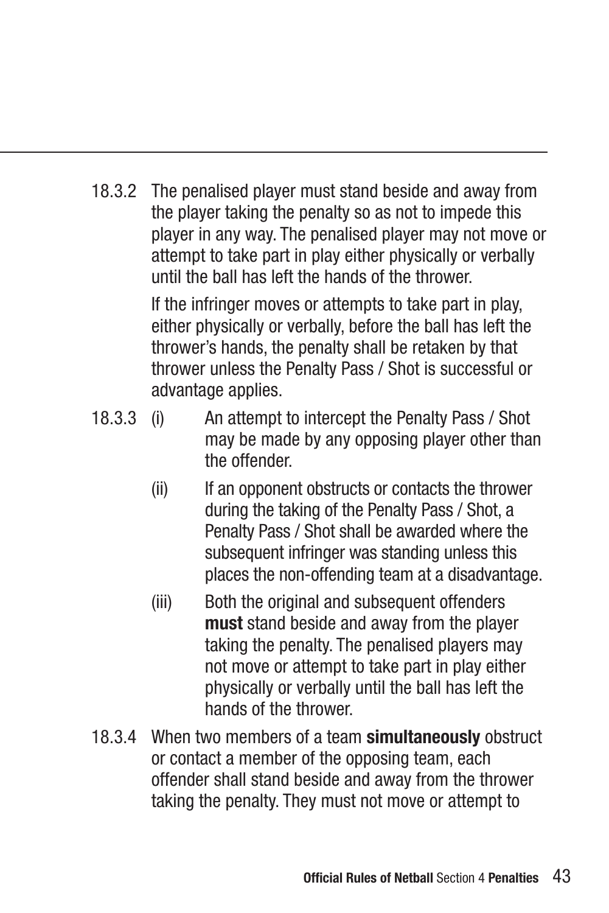18.3.2 The penalised player must stand beside and away from the player taking the penalty so as not to impede this player in any way. The penalised player may not move or attempt to take part in play either physically or verbally until the ball has left the hands of the thrower.

If the infringer moves or attempts to take part in play, either physically or verbally, before the ball has left the thrower's hands, the penalty shall be retaken by that thrower unless the Penalty Pass / Shot is successful or advantage applies.

18.3.3 (i) An attempt to intercept the Penalty Pass / Shot may be made by any opposing player other than the offender.

(ii) If an opponent obstructs or contacts the thrower during the taking of the Penalty Pass / Shot, a Penalty Pass / Shot shall be awarded where the subsequent infringer was standing unless this places the non-offending team at a disadvantage.

(iii) Both the original and subsequent offenders **must** stand beside and away from the player taking the penalty. The penalised players may not move or attempt to take part in play either physically or verbally until the ball has left the hands of the thrower.

18.3.4 When two members of a team **simultaneously** obstruct or contact a member of the opposing team, each offender shall stand beside and away from the thrower taking the penalty. They must not move or attempt to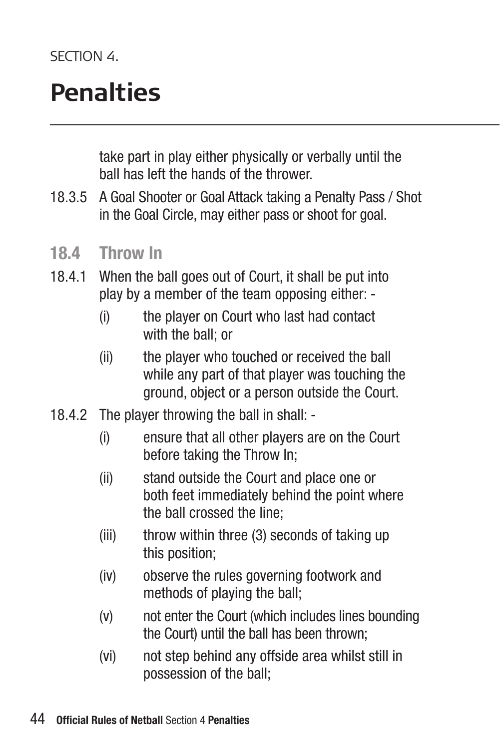take part in play either physically or verbally until the ball has left the hands of the thrower.

18.3.5 A Goal Shooter or Goal Attack taking a Penalty Pass / Shot in the Goal Circle, may either pass or shoot for goal.

### 18.4 Throw In

18.4.1 When the ball goes out of Court, it shall be put into play by a member of the team opposing either: -

- (i) the player on Court who last had contact with the ball; or
- (ii) the player who touched or received the ball while any part of that player was touching the ground, object or a person outside the Court.

18.4.2 The player throwing the ball in shall: -

- (i) ensure that all other players are on the Court before taking the Throw In;
- (ii) stand outside the Court and place one or both feet immediately behind the point where the ball crossed the line;
- (iii) throw within three (3) seconds of taking up this position;
- (iv) observe the rules governing footwork and methods of playing the ball;
- (v) not enter the Court (which includes lines bounding the Court) until the ball has been thrown;
- (vi) not step behind any offside area whilst still in possession of the ball;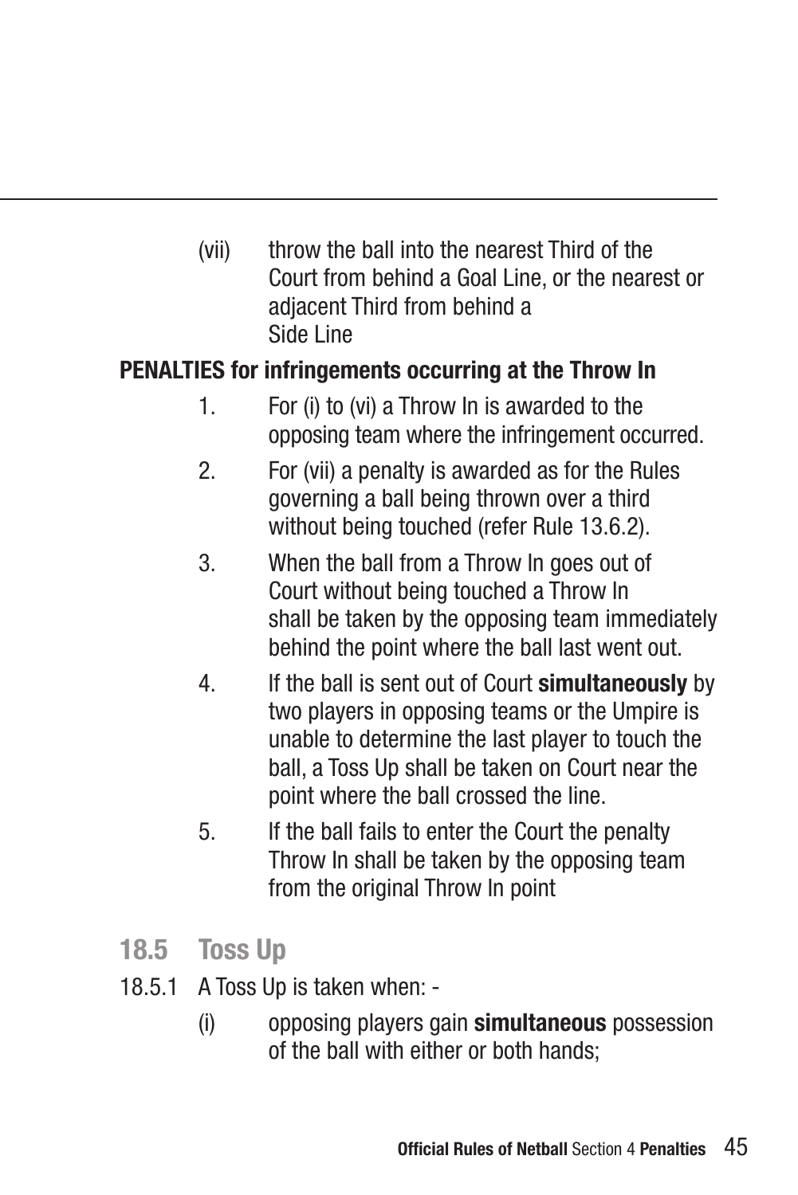(vii) throw the ball into the nearest Third of the Court from behind a Goal Line, or the nearest or adjacent Third from behind a Side Line

**PENALTIES for infringements occurring at the Throw In**

1. For (i) to (vi) a Throw In is awarded to the opposing team where the infringement occurred.
2. For (vii) a penalty is awarded as for the Rules governing a ball being thrown over a third without being touched (refer Rule 13.6.2).
3. When the ball from a Throw In goes out of Court without being touched a Throw In shall be taken by the opposing team immediately behind the point where the ball last went out.
4. If the ball is sent out of Court **simultaneously** by two players in opposing teams or the Umpire is unable to determine the last player to touch the ball, a Toss Up shall be taken on Court near the point where the ball crossed the line.
5. If the ball fails to enter the Court the penalty Throw In shall be taken by the opposing team from the original Throw In point

## 18.5 Toss Up

18.5.1 A Toss Up is taken when: -

(i) opposing players gain **simultaneous** possession of the ball with either or both hands;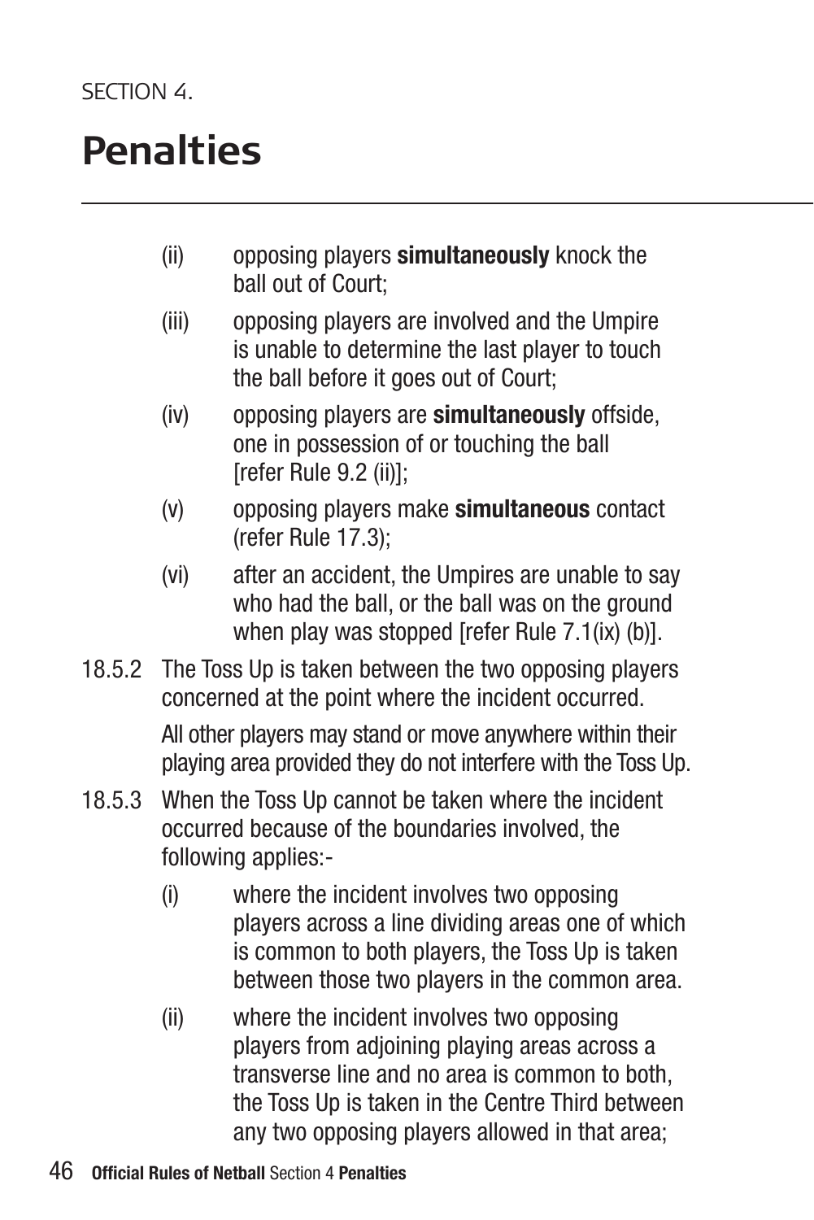SECTION 4.

# Penalties

(ii) opposing players **simultaneously** knock the ball out of Court;

(iii) opposing players are involved and the Umpire is unable to determine the last player to touch the ball before it goes out of Court;

(iv) opposing players are **simultaneously** offside, one in possession of or touching the ball [refer Rule 9.2 (ii)];

(v) opposing players make **simultaneous** contact (refer Rule 17.3);

(vi) after an accident, the Umpires are unable to say who had the ball, or the ball was on the ground when play was stopped [refer Rule 7.1(ix) (b)].

18.5.2 The Toss Up is taken between the two opposing players concerned at the point where the incident occurred.

All other players may stand or move anywhere within their playing area provided they do not interfere with the Toss Up.

18.5.3 When the Toss Up cannot be taken where the incident occurred because of the boundaries involved, the following applies:-

(i) where the incident involves two opposing players across a line dividing areas one of which is common to both players, the Toss Up is taken between those two players in the common area.

(ii) where the incident involves two opposing players from adjoining playing areas across a transverse line and no area is common to both, the Toss Up is taken in the Centre Third between any two opposing players allowed in that area;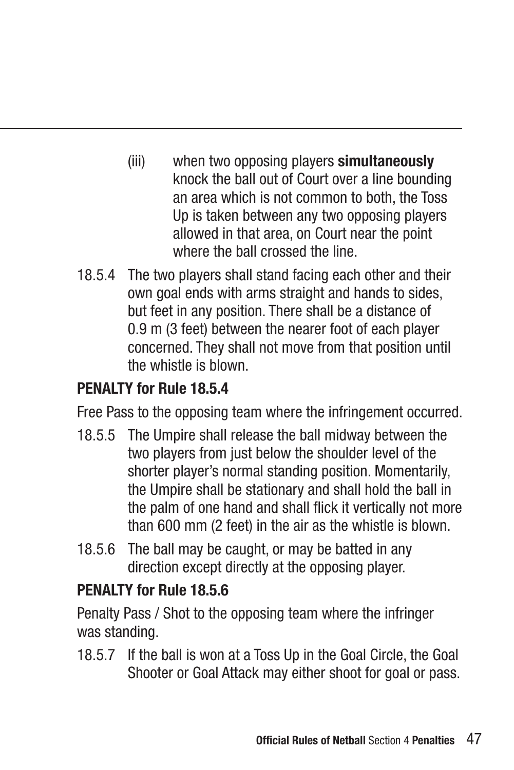(iii) when two opposing players **simultaneously** knock the ball out of Court over a line bounding an area which is not common to both, the Toss Up is taken between any two opposing players allowed in that area, on Court near the point where the ball crossed the line.

18.5.4 The two players shall stand facing each other and their own goal ends with arms straight and hands to sides, but feet in any position. There shall be a distance of 0.9 m (3 feet) between the nearer foot of each player concerned. They shall not move from that position until the whistle is blown.

**PENALTY for Rule 18.5.4**

Free Pass to the opposing team where the infringement occurred.

18.5.5 The Umpire shall release the ball midway between the two players from just below the shoulder level of the shorter player's normal standing position. Momentarily, the Umpire shall be stationary and shall hold the ball in the palm of one hand and shall flick it vertically not more than 600 mm (2 feet) in the air as the whistle is blown.

18.5.6 The ball may be caught, or may be batted in any direction except directly at the opposing player.

**PENALTY for Rule 18.5.6**

Penalty Pass / Shot to the opposing team where the infringer was standing.

18.5.7 If the ball is won at a Toss Up in the Goal Circle, the Goal Shooter or Goal Attack may either shoot for goal or pass.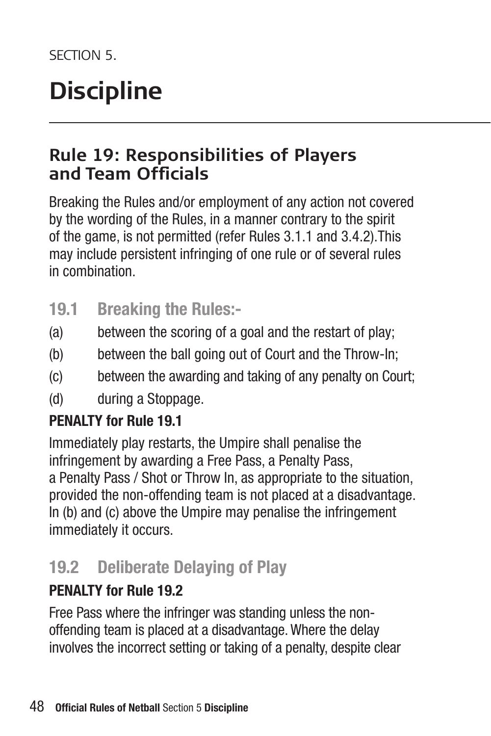SECTION 5.

# Discipline

## Rule 19: Responsibilities of Players and Team Officials

Breaking the Rules and/or employment of any action not covered by the wording of the Rules, in a manner contrary to the spirit of the game, is not permitted (refer Rules 3.1.1 and 3.4.2).This may include persistent infringing of one rule or of several rules in combination.

### 19.1 Breaking the Rules:-

(a) between the scoring of a goal and the restart of play;

(b) between the ball going out of Court and the Throw-In;

(c) between the awarding and taking of any penalty on Court;

(d) during a Stoppage.

**PENALTY for Rule 19.1**

Immediately play restarts, the Umpire shall penalise the infringement by awarding a Free Pass, a Penalty Pass, a Penalty Pass / Shot or Throw In, as appropriate to the situation, provided the non-offending team is not placed at a disadvantage. In (b) and (c) above the Umpire may penalise the infringement immediately it occurs.

### 19.2 Deliberate Delaying of Play

**PENALTY for Rule 19.2**

Free Pass where the infringer was standing unless the non-offending team is placed at a disadvantage. Where the delay involves the incorrect setting or taking of a penalty, despite clear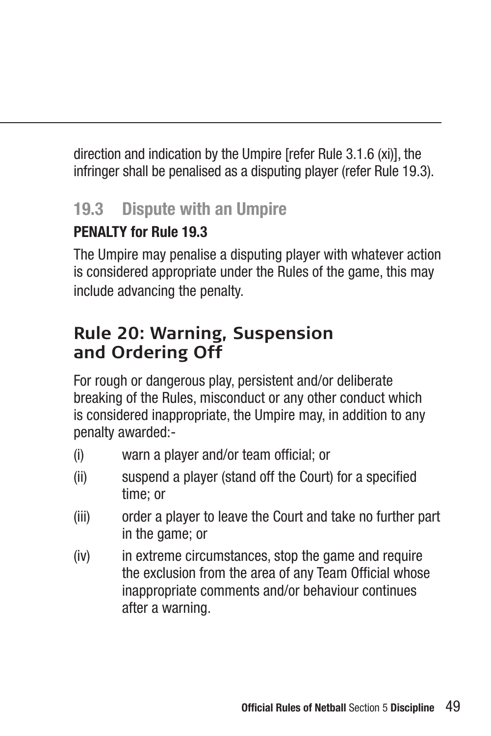direction and indication by the Umpire [refer Rule 3.1.6 (xi)], the infringer shall be penalised as a disputing player (refer Rule 19.3).

### 19.3 Dispute with an Umpire

**PENALTY for Rule 19.3**

The Umpire may penalise a disputing player with whatever action is considered appropriate under the Rules of the game, this may include advancing the penalty.

## Rule 20: Warning, Suspension and Ordering Off

For rough or dangerous play, persistent and/or deliberate breaking of the Rules, misconduct or any other conduct which is considered inappropriate, the Umpire may, in addition to any penalty awarded:-

(i) warn a player and/or team official; or

(ii) suspend a player (stand off the Court) for a specified time; or

(iii) order a player to leave the Court and take no further part in the game; or

(iv) in extreme circumstances, stop the game and require the exclusion from the area of any Team Official whose inappropriate comments and/or behaviour continues after a warning.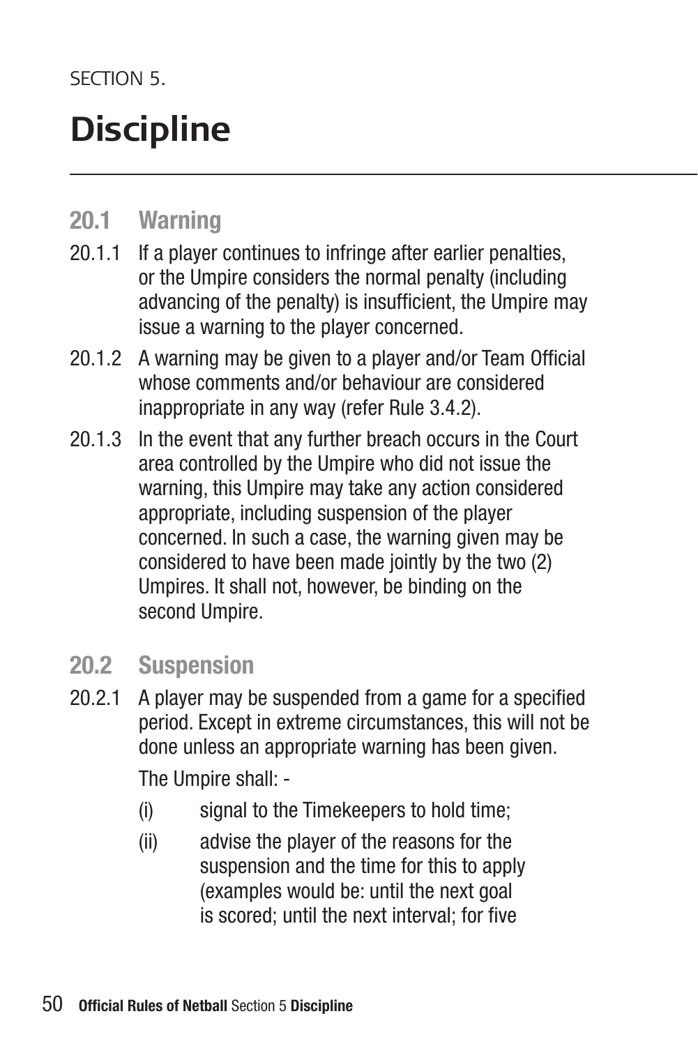SECTION 5.

# Discipline

## 20.1 Warning

20.1.1 If a player continues to infringe after earlier penalties, or the Umpire considers the normal penalty (including advancing of the penalty) is insufficient, the Umpire may issue a warning to the player concerned.

20.1.2 A warning may be given to a player and/or Team Official whose comments and/or behaviour are considered inappropriate in any way (refer Rule 3.4.2).

20.1.3 In the event that any further breach occurs in the Court area controlled by the Umpire who did not issue the warning, this Umpire may take any action considered appropriate, including suspension of the player concerned. In such a case, the warning given may be considered to have been made jointly by the two (2) Umpires. It shall not, however, be binding on the second Umpire.

## 20.2 Suspension

20.2.1 A player may be suspended from a game for a specified period. Except in extreme circumstances, this will not be done unless an appropriate warning has been given.

The Umpire shall: -

(i) signal to the Timekeepers to hold time;

(ii) advise the player of the reasons for the suspension and the time for this to apply (examples would be: until the next goal is scored; until the next interval; for five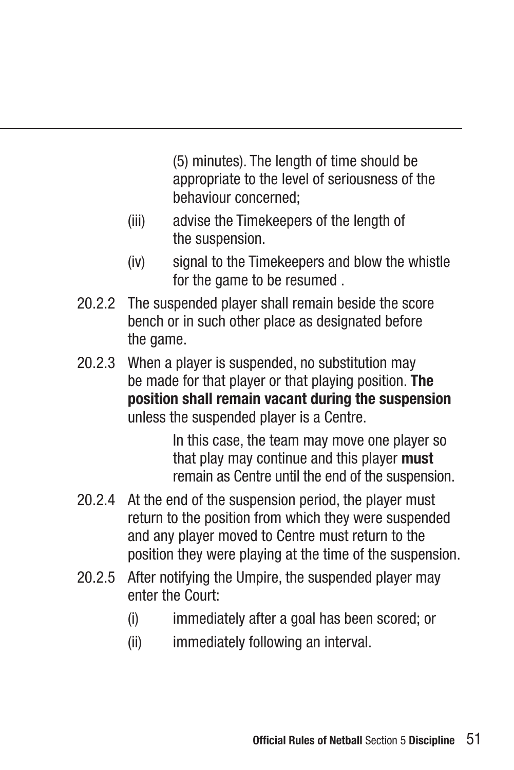(5) minutes). The length of time should be appropriate to the level of seriousness of the behaviour concerned;

(iii) advise the Timekeepers of the length of the suspension.

(iv) signal to the Timekeepers and blow the whistle for the game to be resumed .

20.2.2 The suspended player shall remain beside the score bench or in such other place as designated before the game.

20.2.3 When a player is suspended, no substitution may be made for that player or that playing position. **The position shall remain vacant during the suspension** unless the suspended player is a Centre.

In this case, the team may move one player so that play may continue and this player **must** remain as Centre until the end of the suspension.

20.2.4 At the end of the suspension period, the player must return to the position from which they were suspended and any player moved to Centre must return to the position they were playing at the time of the suspension.

20.2.5 After notifying the Umpire, the suspended player may enter the Court:

(i) immediately after a goal has been scored; or

(ii) immediately following an interval.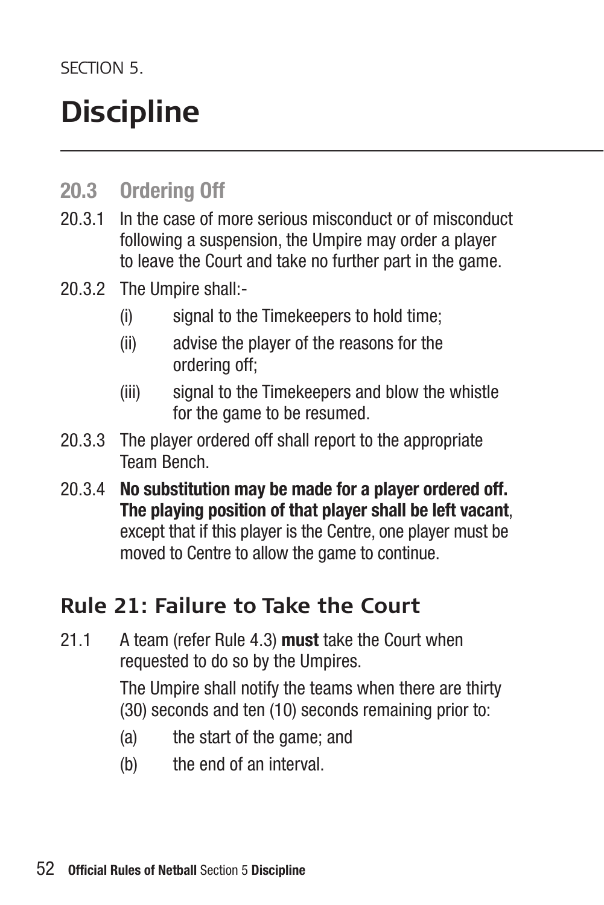SECTION 5.

# Discipline

## 20.3 Ordering Off

20.3.1 In the case of more serious misconduct or of misconduct following a suspension, the Umpire may order a player to leave the Court and take no further part in the game.

20.3.2 The Umpire shall:-

- (i) signal to the Timekeepers to hold time;
- (ii) advise the player of the reasons for the ordering off;
- (iii) signal to the Timekeepers and blow the whistle for the game to be resumed.

20.3.3 The player ordered off shall report to the appropriate Team Bench.

20.3.4 **No substitution may be made for a player ordered off. The playing position of that player shall be left vacant**, except that if this player is the Centre, one player must be moved to Centre to allow the game to continue.

## Rule 21: Failure to Take the Court

21.1 A team (refer Rule 4.3) **must** take the Court when requested to do so by the Umpires.

The Umpire shall notify the teams when there are thirty (30) seconds and ten (10) seconds remaining prior to:

- (a) the start of the game; and
- (b) the end of an interval.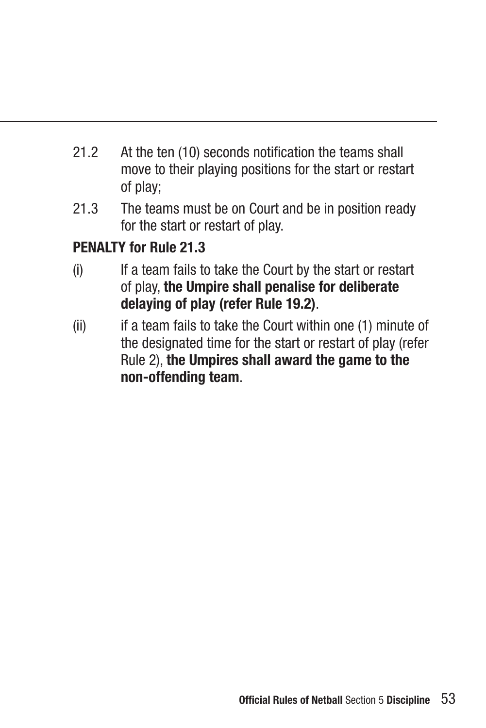21.2 At the ten (10) seconds notification the teams shall move to their playing positions for the start or restart of play;

21.3 The teams must be on Court and be in position ready for the start or restart of play.

**PENALTY for Rule 21.3**

(i) If a team fails to take the Court by the start or restart of play, **the Umpire shall penalise for deliberate delaying of play (refer Rule 19.2)**.

(ii) if a team fails to take the Court within one (1) minute of the designated time for the start or restart of play (refer Rule 2), **the Umpires shall award the game to the non-offending team**.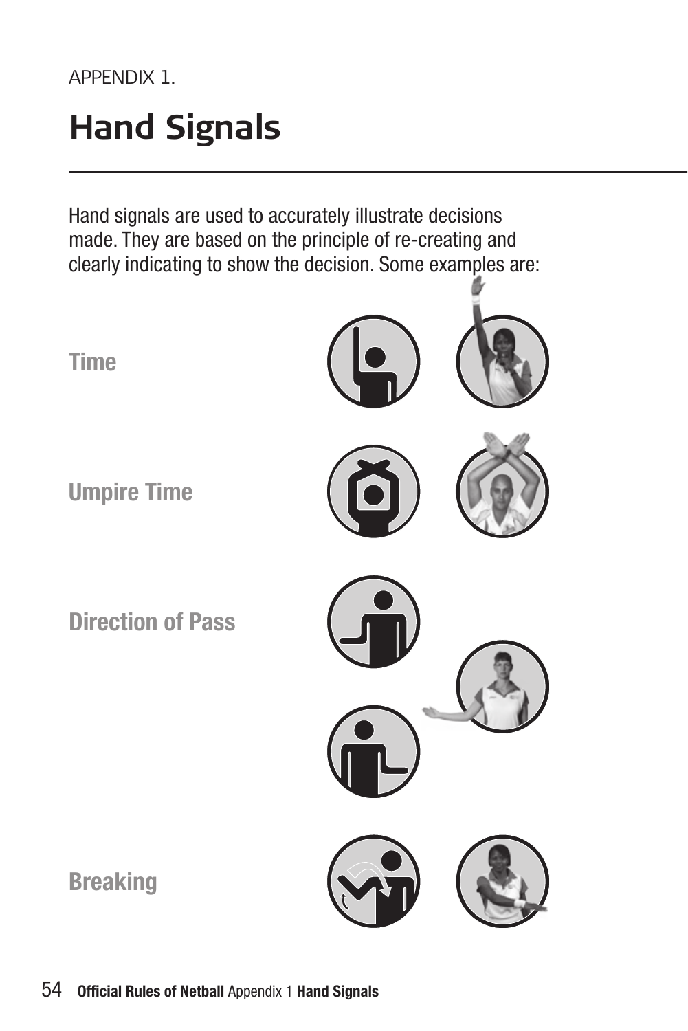APPENDIX 1.

# Hand Signals

Hand signals are used to accurately illustrate decisions made. They are based on the principle of re-creating and clearly indicating to show the decision. Some examples are:

### Time

### Umpire Time

### Direction of Pass

### Breaking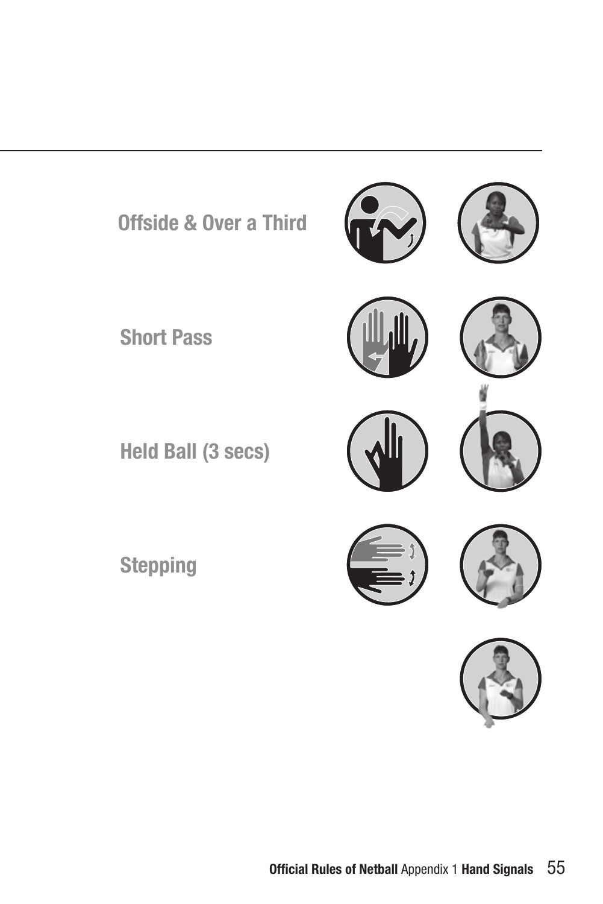Offside & Over a Third

Short Pass

Held Ball (3 secs)

Stepping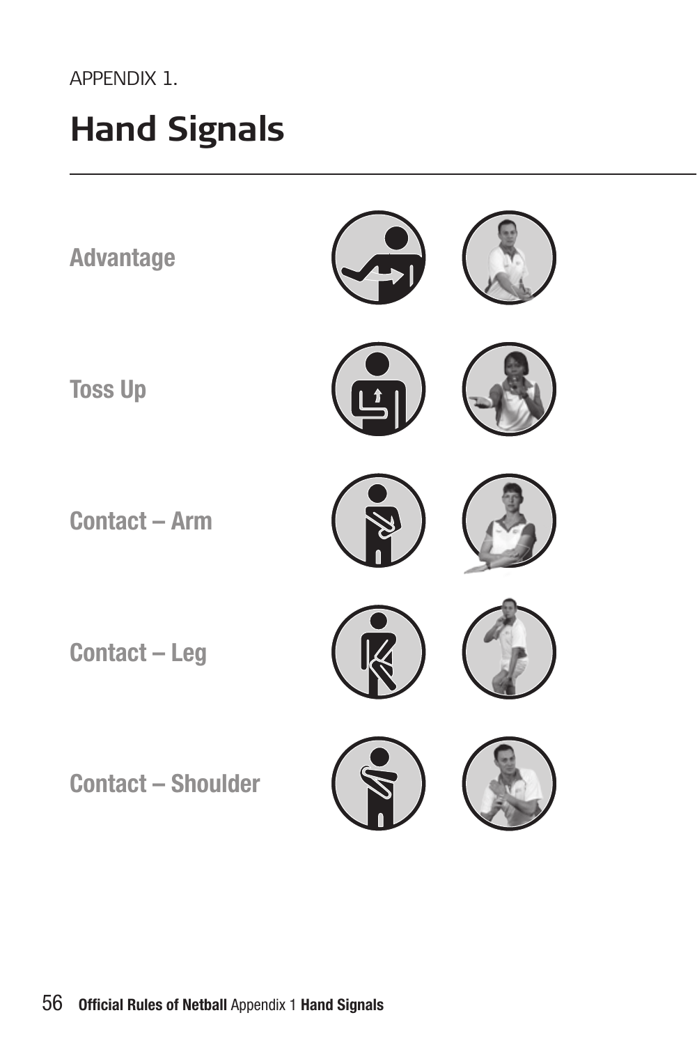APPENDIX 1.

# Hand Signals

**Advantage**

**Toss Up**

**Contact – Arm**

**Contact – Leg**

**Contact – Shoulder**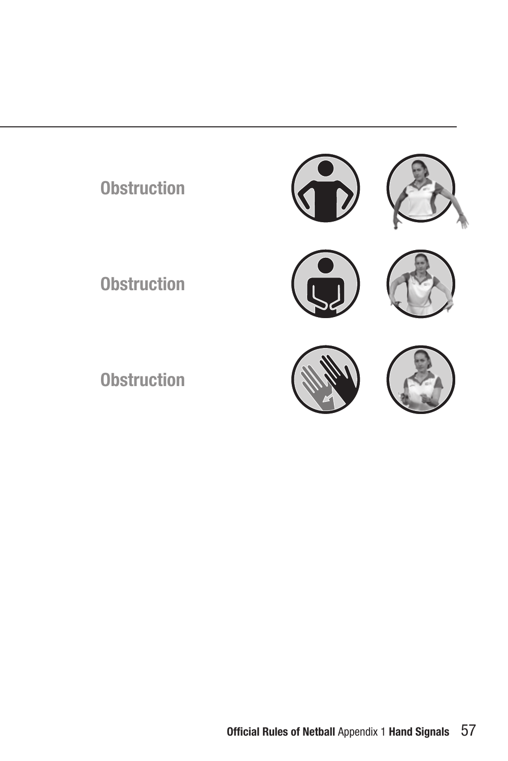Obstruction

Obstruction

Obstruction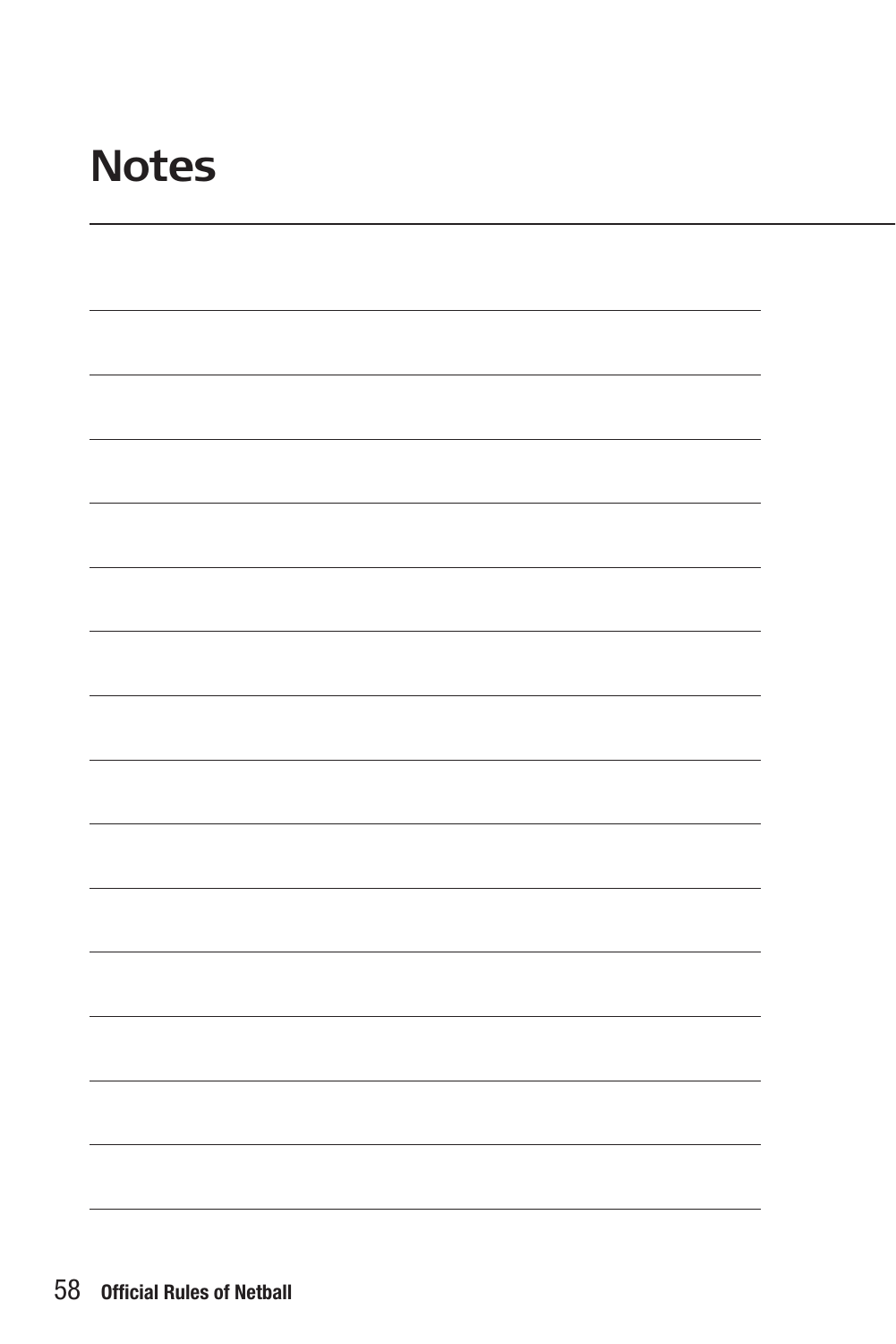# Notes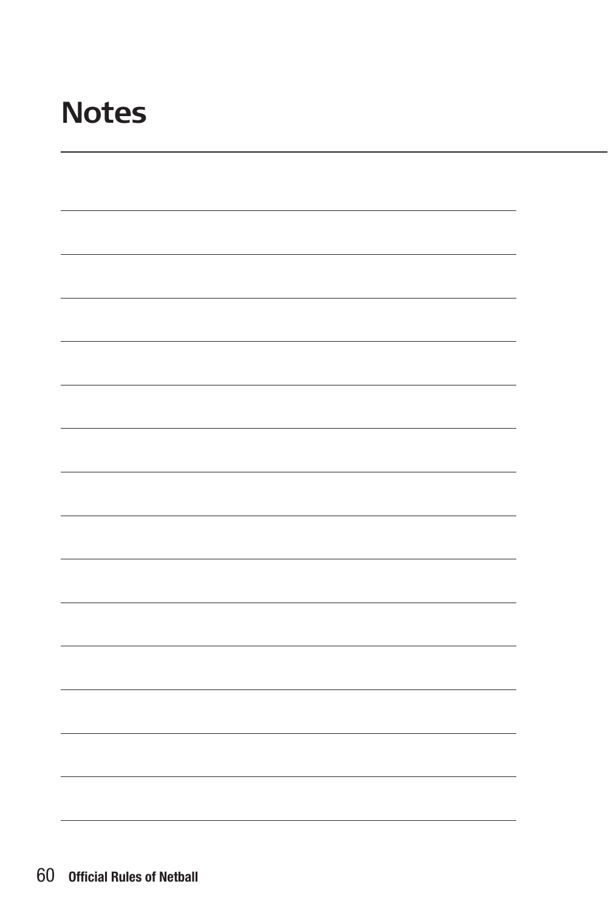# Notes